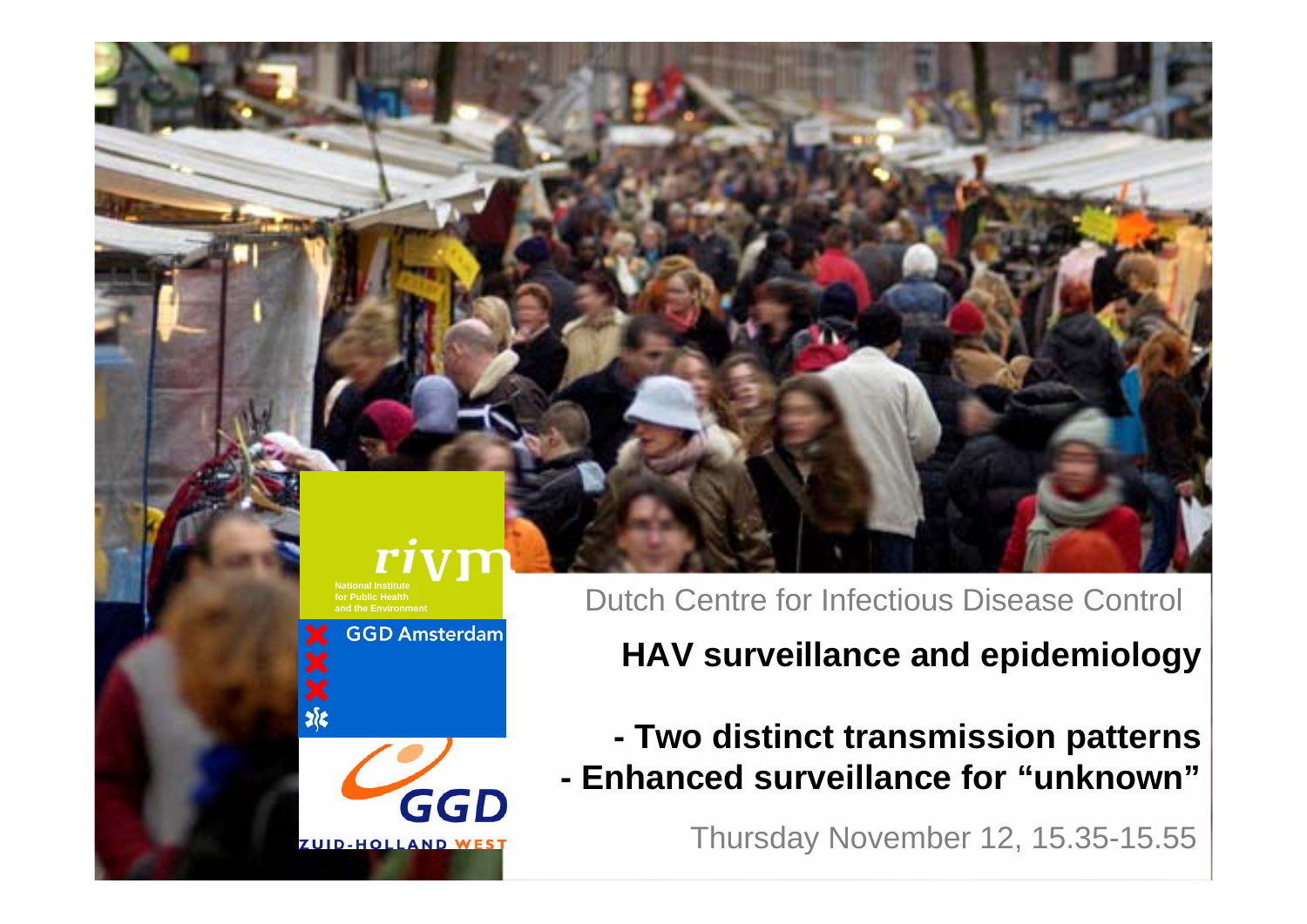rivm

National Institute for Public Health and the Environment

GGD Amsterdam

GGD Zuid-Holland West

Dutch Centre for Infectious Disease Control

# HAV surveillance and epidemiology

## - Two distinct transmission patterns
## - Enhanced surveillance for “unknown”

Thursday November 12, 15.35-15.55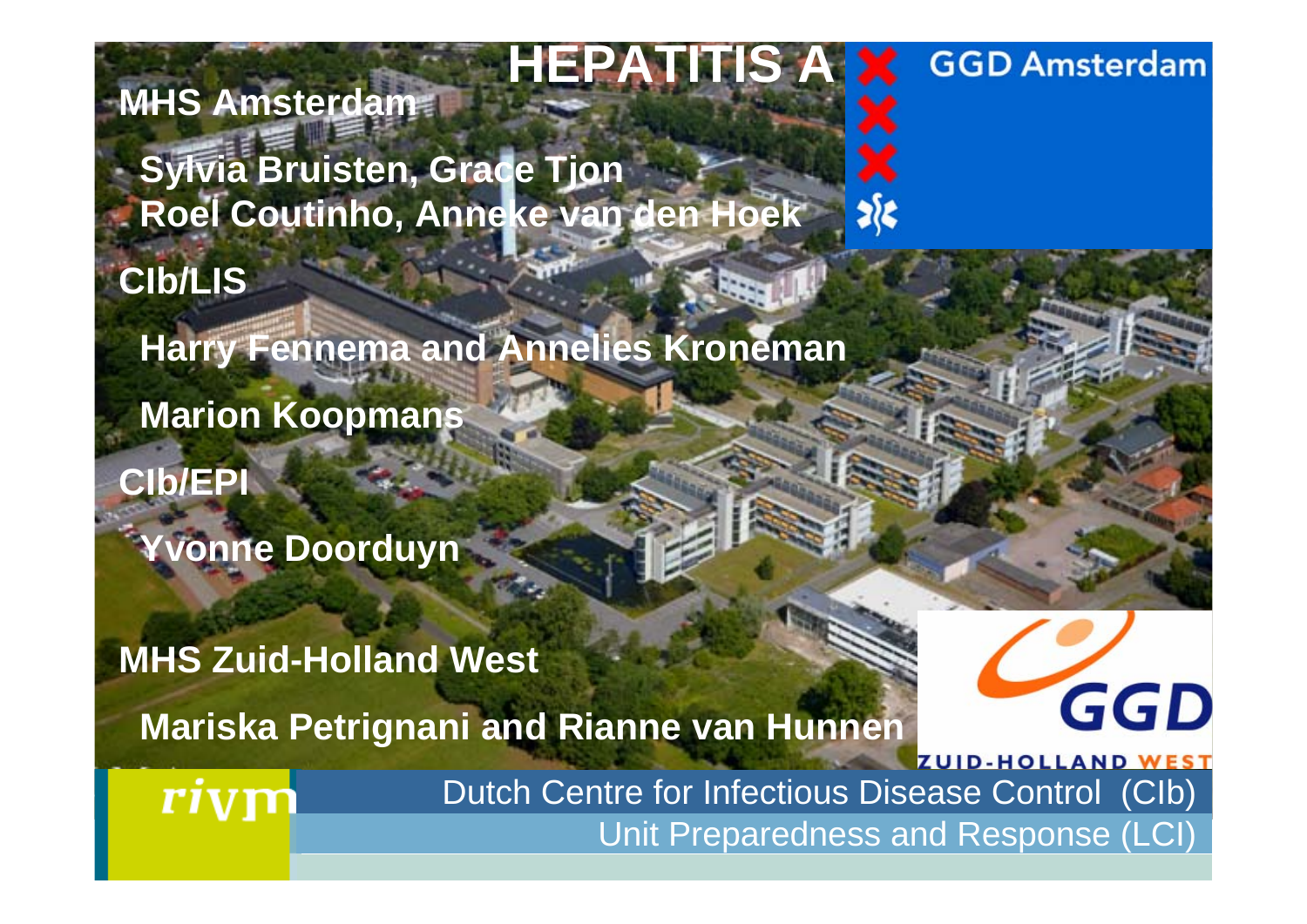# HEPATITIS A

**MHS Amsterdam**

**Sylvia Bruisten, Grace Tjon**
**Roel Coutinho, Anneke van den Hoek**

**CIb/LIS**

**Harry Fennema and Annelies Kroneman**

**Marion Koopmans**

**CIb/EPI**

**Yvonne Doorduyn**

**MHS Zuid-Holland West**

**Mariska Petrignani and Rianne van Hunnen**

GGD Amsterdam

GGD ZUID-HOLLAND WEST

rivm

Dutch Centre for Infectious Disease Control (CIb)
Unit Preparedness and Response (LCI)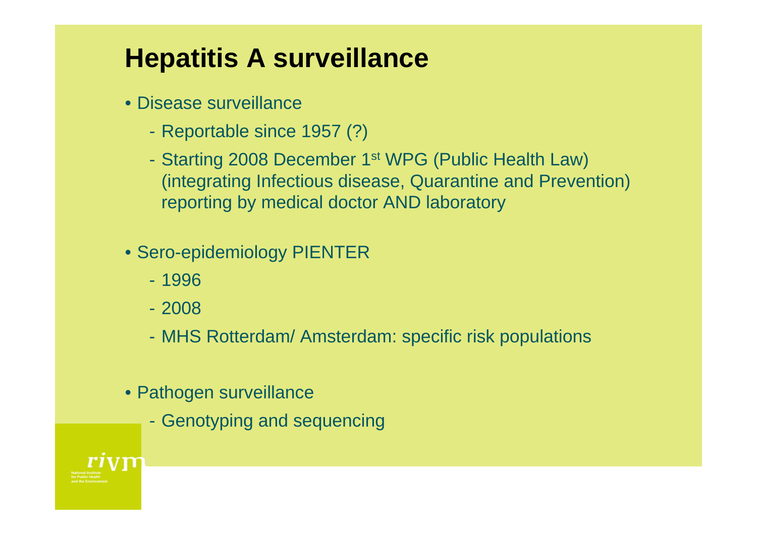# Hepatitis A surveillance

- Disease surveillance
  - Reportable since 1957 (?)
  - Starting 2008 December 1st WPG (Public Health Law) (integrating Infectious disease, Quarantine and Prevention) reporting by medical doctor AND laboratory
- Sero-epidemiology PIENTER
  - 1996
  - 2008
  - MHS Rotterdam/ Amsterdam: specific risk populations
- Pathogen surveillance
  - Genotyping and sequencing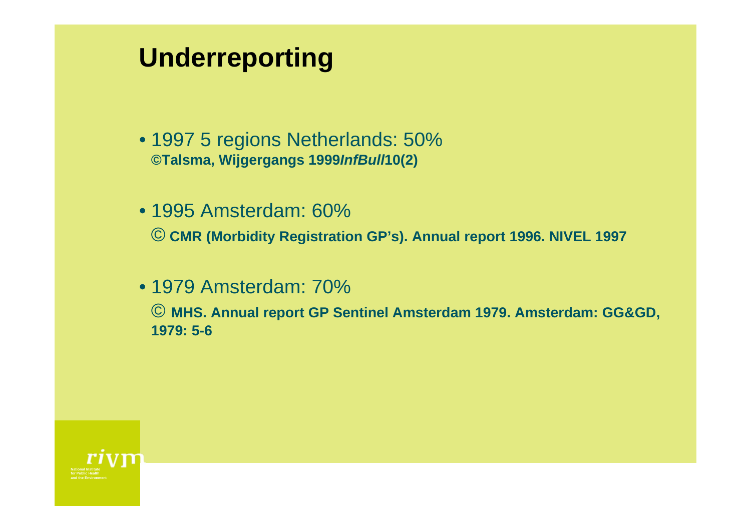# Underreporting

- 1997 5 regions Netherlands: 50%
  **©Talsma, Wijgergangs 1999*InfBull*10(2)**

- 1995 Amsterdam: 60%
  © **CMR (Morbidity Registration GP's). Annual report 1996. NIVEL 1997**

- 1979 Amsterdam: 70%
  © **MHS. Annual report GP Sentinel Amsterdam 1979. Amsterdam: GG&GD, 1979: 5-6**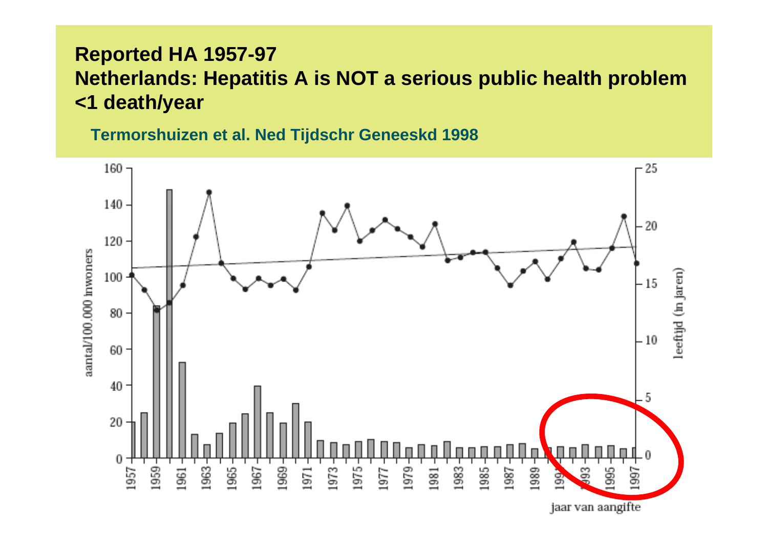**Reported HA 1957-97**
**Netherlands: Hepatitis A is NOT a serious public health problem**
**<1 death/year**

**Termorshuizen et al. Ned Tijdschr Geneeskd 1998**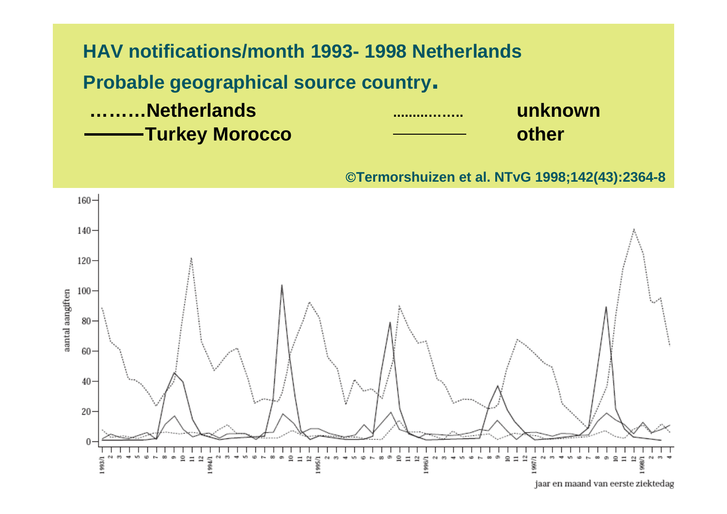# HAV notifications/month 1993- 1998 Netherlands

**Probable geographical source country.**

**………Netherlands** ................ **unknown**

**———Turkey Morocco** ———— **other**

**©Termorshuizen et al. NTvG 1998;142(43):2364-8**

aantal aangiften

jaar en maand van eerste ziektedag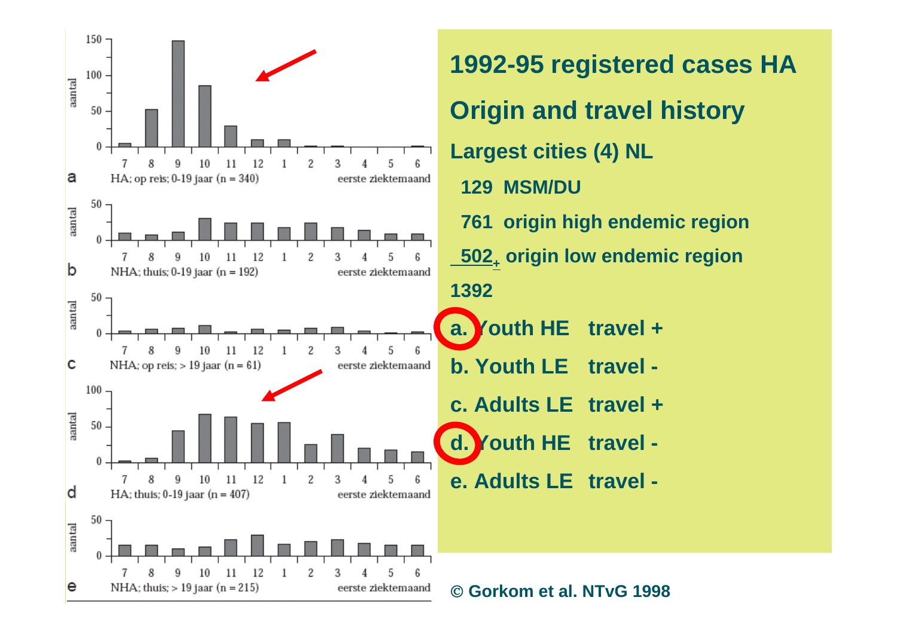# 1992-95 registered cases HA

## Origin and travel history

### Largest cities (4) NL

129 MSM/DU

761 origin high endemic region

502 + origin low endemic region

1392

a. Youth HE travel +

b. Youth LE travel -

c. Adults LE travel +

d. Youth HE travel -

e. Adults LE travel -

a HA; op reis; 0-19 jaar (n = 340) eerste ziektemaand

b NHA; thuis; 0-19 jaar (n = 192) eerste ziektemaand

c NHA; op reis; > 19 jaar (n = 61) eerste ziektemaand

d HA; thuis; 0-19 jaar (n = 407) eerste ziektemaand

e NHA; thuis; > 19 jaar (n = 215) eerste ziektemaand

© Gorkom et al. NTvG 1998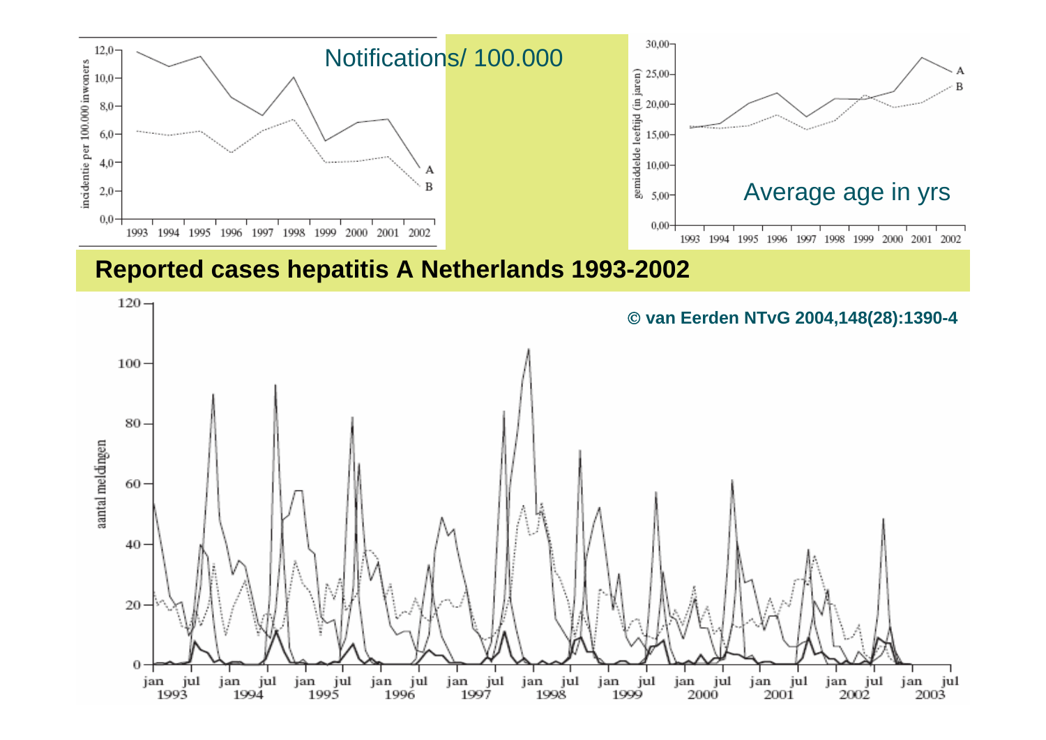Notifications/ 100.000

Average age in yrs

## Reported cases hepatitis A Netherlands 1993-2002

**© van Eerden NTvG 2004,148(28):1390-4**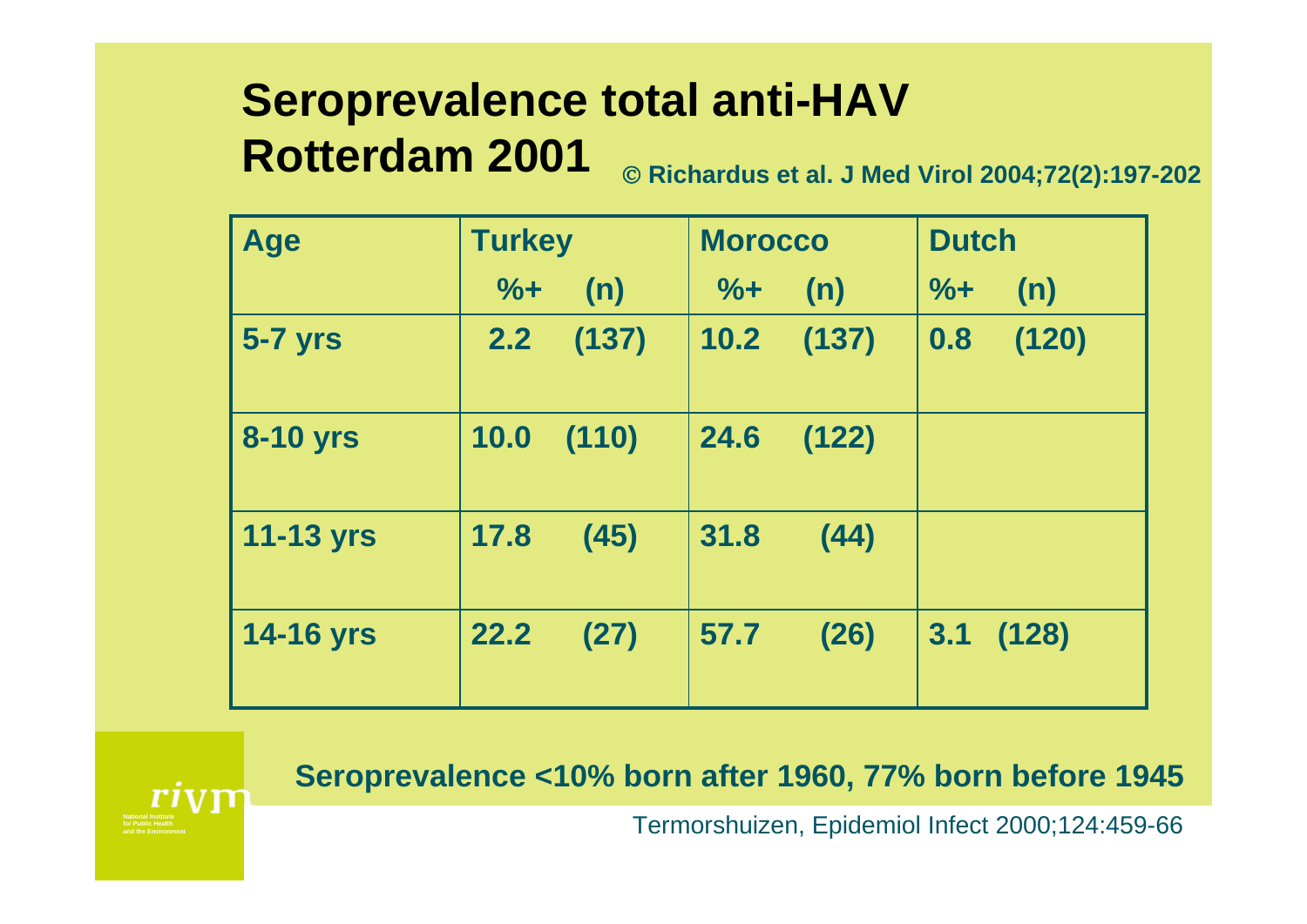# Seroprevalence total anti-HAV Rotterdam 2001

© Richardus et al. J Med Virol 2004;72(2):197-202

| Age | Turkey | | Morocco | | Dutch | |
|---|---|---|---|---|---|---|
| | %+ | (n) | %+ | (n) | %+ | (n) |
| 5-7 yrs | 2.2 | (137) | 10.2 | (137) | 0.8 | (120) |
| 8-10 yrs | 10.0 | (110) | 24.6 | (122) | | |
| 11-13 yrs | 17.8 | (45) | 31.8 | (44) | | |
| 14-16 yrs | 22.2 | (27) | 57.7 | (26) | 3.1 | (128) |

**Seroprevalence <10% born after 1960, 77% born before 1945**

Termorshuizen, Epidemiol Infect 2000;124:459-66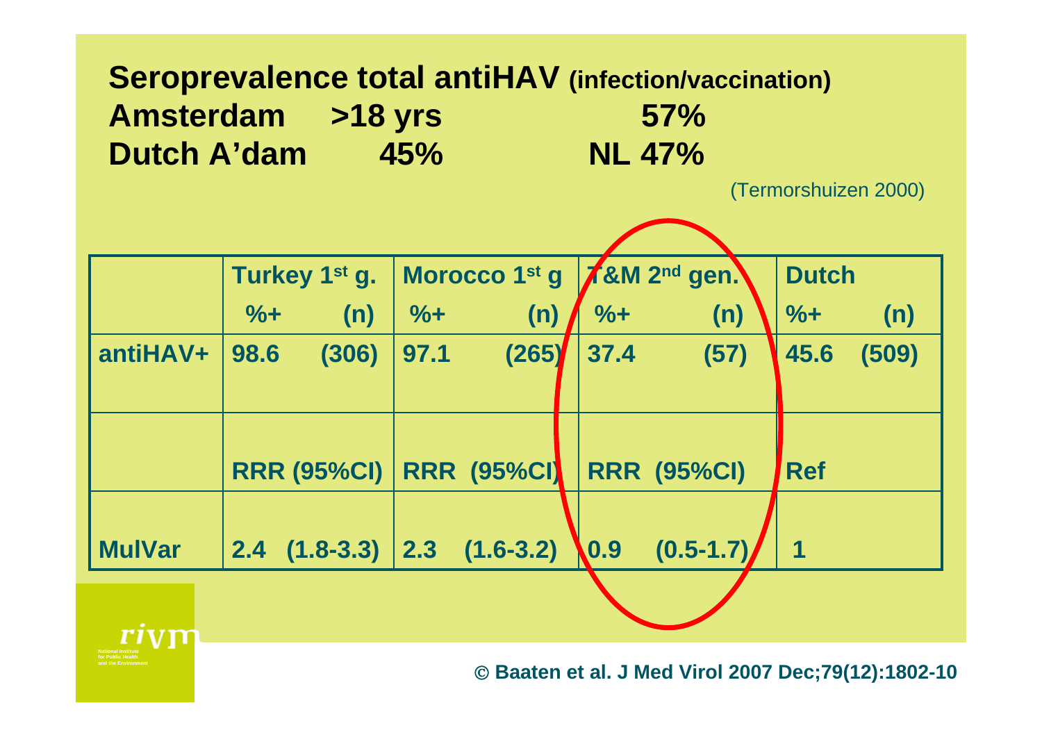**Seroprevalence total antiHAV (infection/vaccination)**
**Amsterdam >18 yrs 57%**
**Dutch A'dam 45% NL 47%**

(Termorshuizen 2000)

| | Turkey 1st g. | | Morocco 1st g | | T&M 2nd gen. | | Dutch | |
|---|---|---|---|---|---|---|---|---|
| | %+ | (n) | %+ | (n) | %+ | (n) | %+ | (n) |
| antiHAV+ | 98.6 | (306) | 97.1 | (265) | 37.4 | (57) | 45.6 | (509) |
| | RRR (95%CI) | | RRR (95%CI) | | RRR (95%CI) | | Ref | |
| MulVar | 2.4 | (1.8-3.3) | 2.3 | (1.6-3.2) | 0.9 | (0.5-1.7) | 1 | |

© Baaten et al. J Med Virol 2007 Dec;79(12):1802-10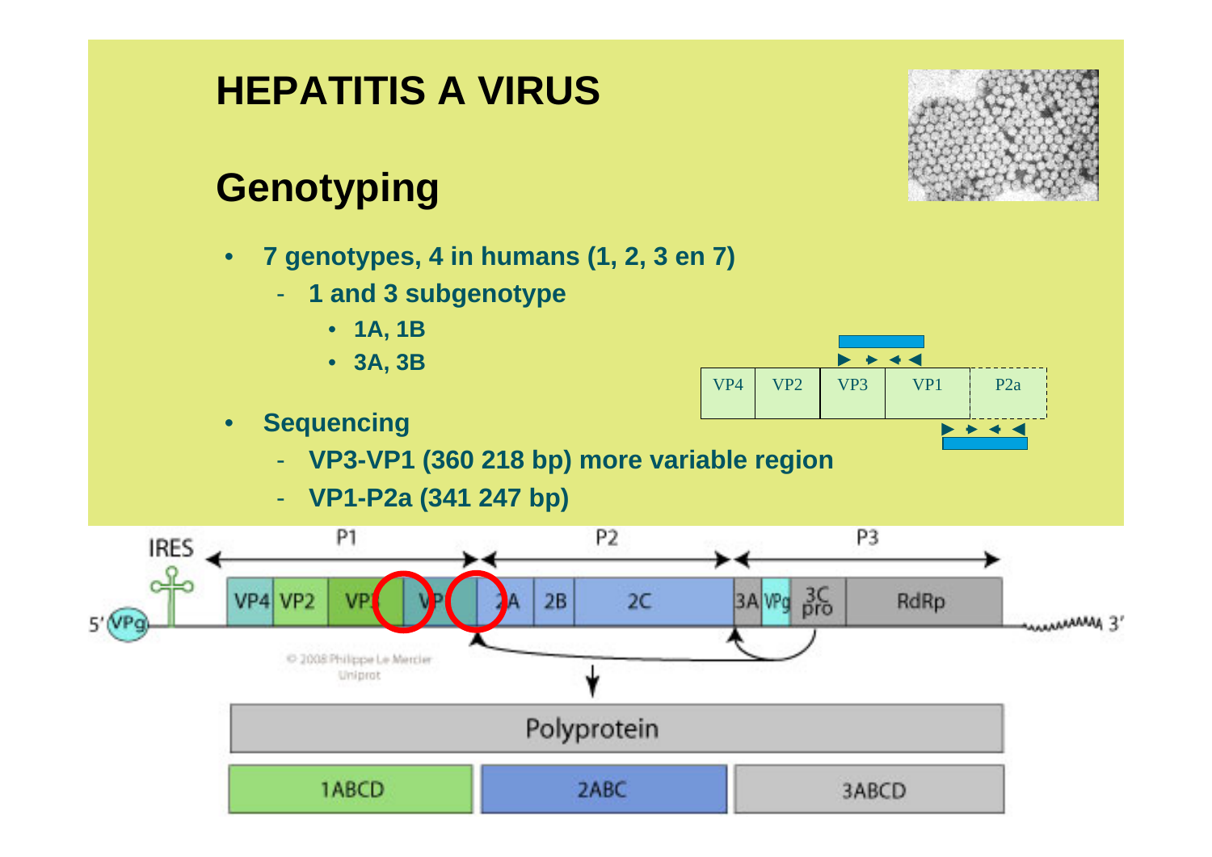# HEPATITIS A VIRUS

## Genotyping

- **7 genotypes, 4 in humans (1, 2, 3 en 7)**
  - **1 and 3 subgenotype**
    - **1A, 1B**
    - **3A, 3B**
- **Sequencing**
  - **VP3-VP1 (360 218 bp) more variable region**
  - **VP1-P2a (341 247 bp)**

VP4 | VP2 | VP3 | VP1 | P2a

IRES | P1 | P2 | P3

5' VPg | VP4 | VP2 | VP3 | VP1 | 2A | 2B | 2C | 3A | VPg | 3C pro | RdRp | 3'

© 2008 Philippe Le Mercier Uniprot

Polyprotein

1ABCD | 2ABC | 3ABCD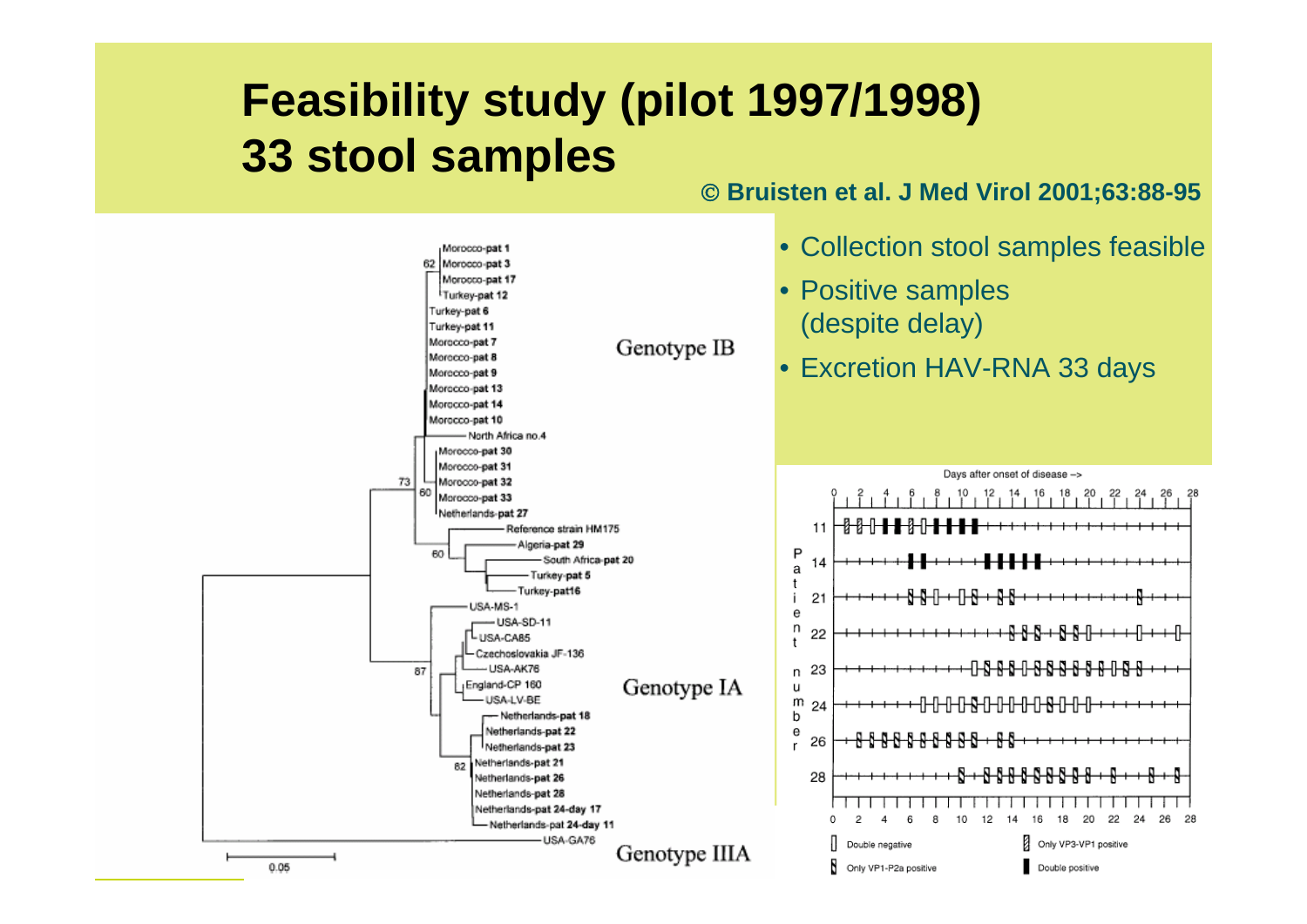# Feasibility study (pilot 1997/1998) 33 stool samples

© Bruisten et al. J Med Virol 2001;63:88-95

- Collection stool samples feasible
- Positive samples (despite delay)
- Excretion HAV-RNA 33 days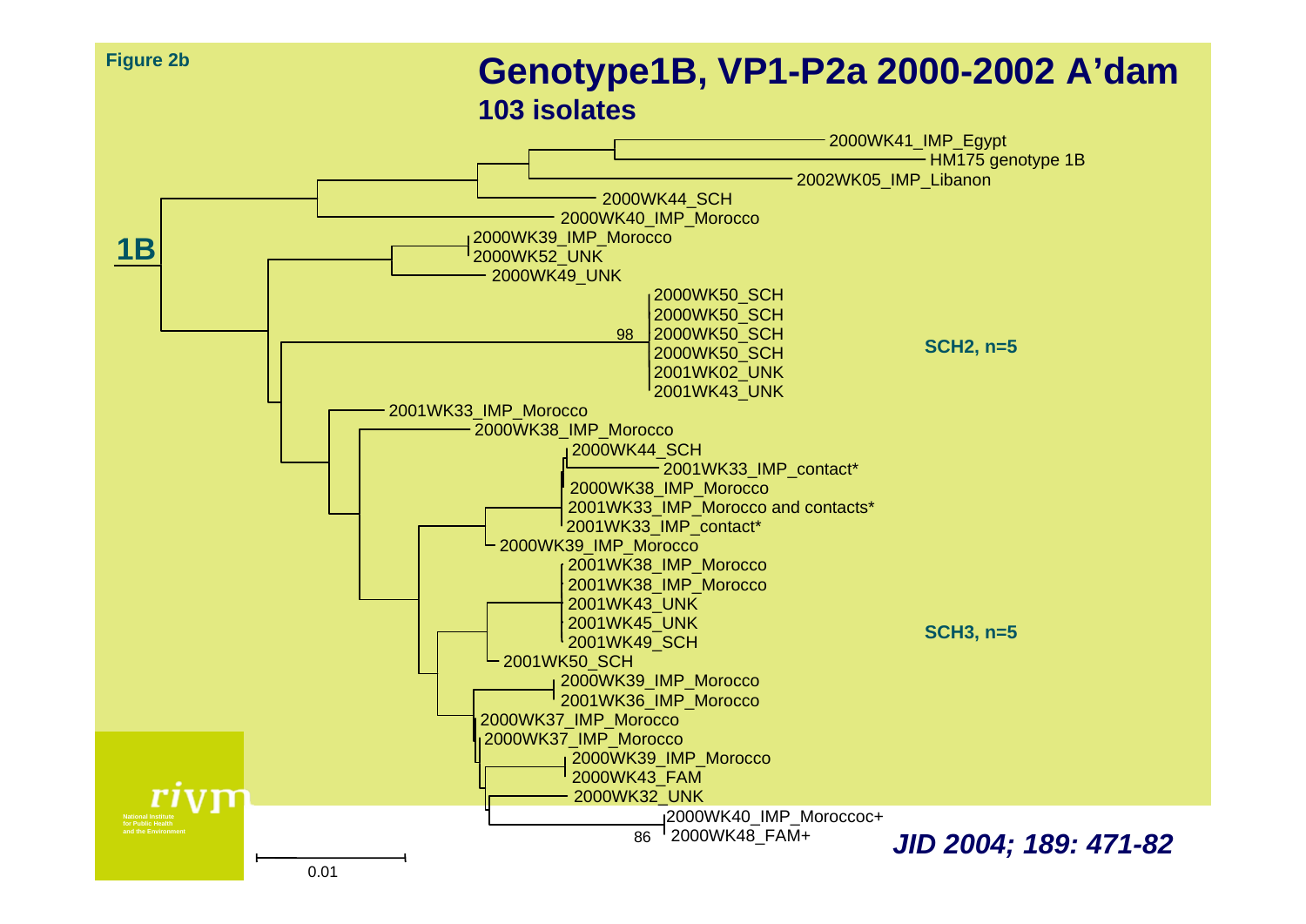Figure 2b

# Genotype1B, VP1-P2a 2000-2002 A'dam

## 103 isolates

1B

2000WK41_IMP_Egypt
HM175 genotype 1B
2002WK05_IMP_Libanon
2000WK44_SCH
2000WK40_IMP_Morocco
2000WK39_IMP_Morocco
2000WK52_UNK
2000WK49_UNK
2000WK50_SCH
2000WK50_SCH
98
2000WK50_SCH
2000WK50_SCH
2001WK02_UNK
2001WK43_UNK

SCH2, n=5

2001WK33_IMP_Morocco
2000WK38_IMP_Morocco
2000WK44_SCH
2001WK33_IMP_contact*
2000WK38_IMP_Morocco
2001WK33_IMP_Morocco and contacts*
2001WK33_IMP_contact*
2000WK39_IMP_Morocco
2001WK38_IMP_Morocco
2001WK38_IMP_Morocco
2001WK43_UNK
2001WK45_UNK
2001WK49_SCH

SCH3, n=5

2001WK50_SCH
2000WK39_IMP_Morocco
2001WK36_IMP_Morocco
2000WK37_IMP_Morocco
2000WK37_IMP_Morocco
2000WK39_IMP_Morocco
2000WK43_FAM
2000WK32_UNK
2000WK40_IMP_Moroccoc+
86
2000WK48_FAM+

0.01

*JID 2004; 189: 471-82*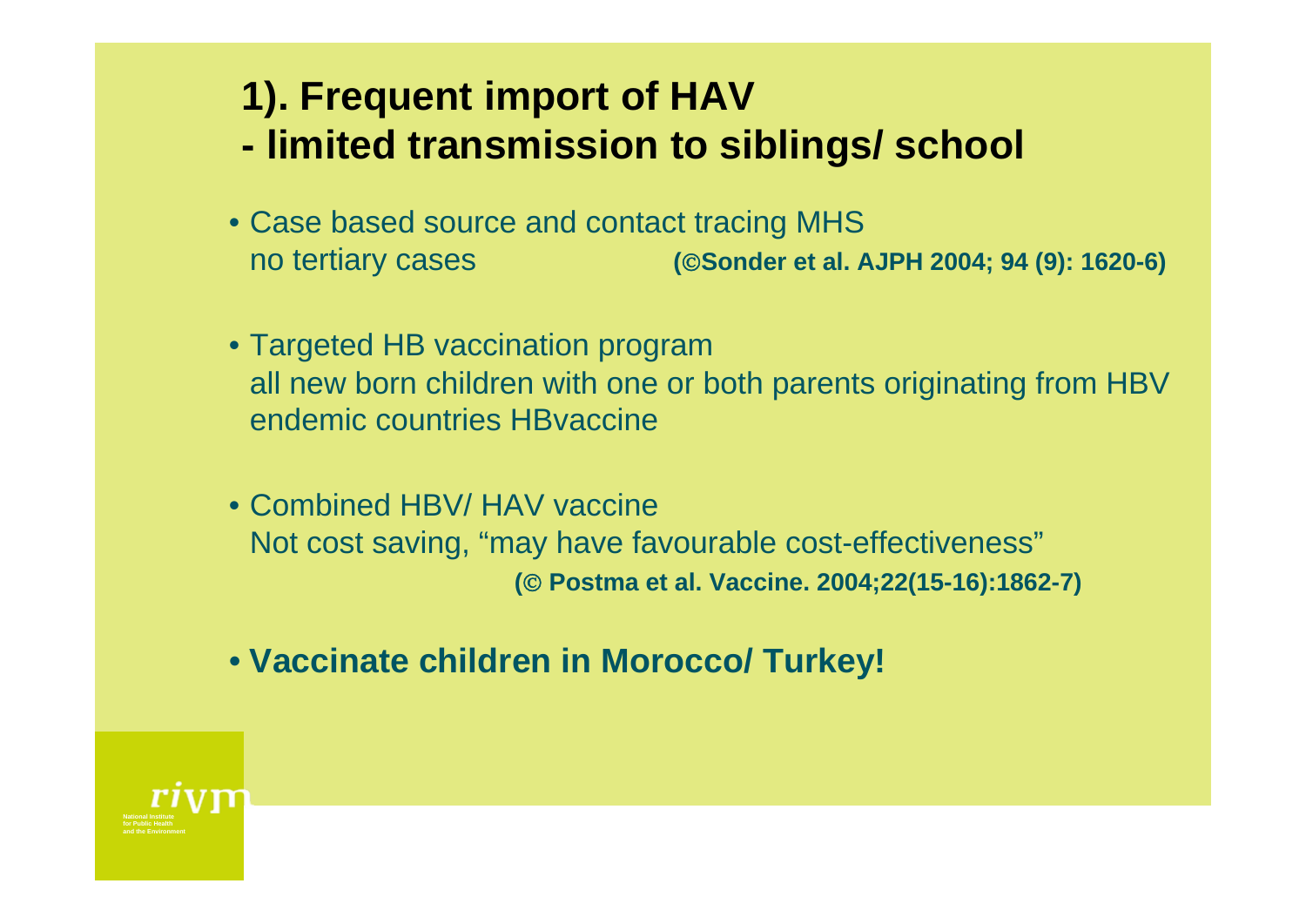## 1). Frequent import of HAV
## - limited transmission to siblings/ school

- Case based source and contact tracing MHS
  no tertiary cases **(©Sonder et al. AJPH 2004; 94 (9): 1620-6)**

- Targeted HB vaccination program
  all new born children with one or both parents originating from HBV endemic countries HBvaccine

- Combined HBV/ HAV vaccine
  Not cost saving, “may have favourable cost-effectiveness”
  **(© Postma et al. Vaccine. 2004;22(15-16):1862-7)**

- **Vaccinate children in Morocco/ Turkey!**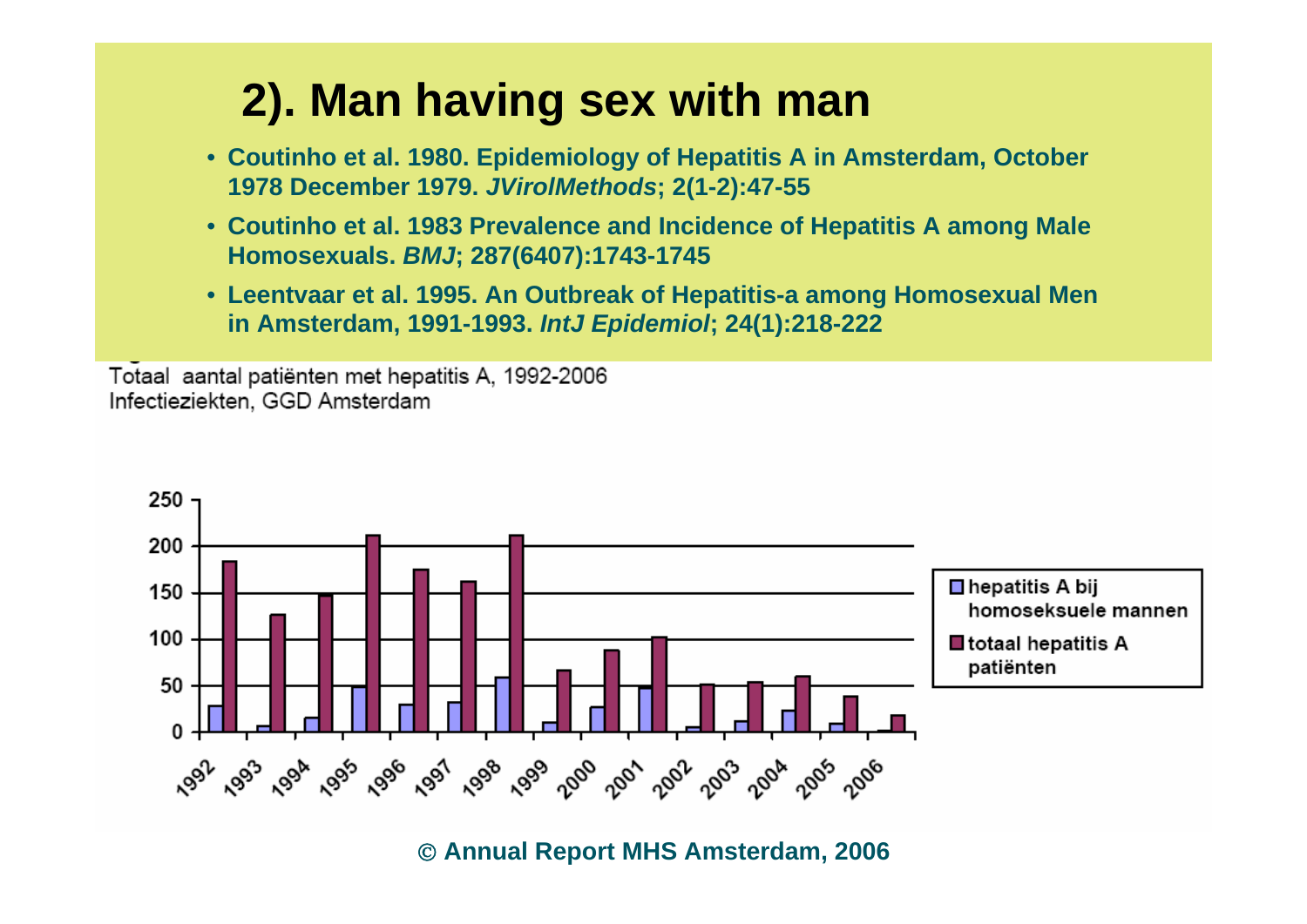# 2). Man having sex with man

- **Coutinho et al. 1980. Epidemiology of Hepatitis A in Amsterdam, October 1978 December 1979. *JVirolMethods*; 2(1-2):47-55**
- **Coutinho et al. 1983 Prevalence and Incidence of Hepatitis A among Male Homosexuals. *BMJ*; 287(6407):1743-1745**
- **Leentvaar et al. 1995. An Outbreak of Hepatitis-a among Homosexual Men in Amsterdam, 1991-1993. *IntJ Epidemiol*; 24(1):218-222**

Totaal aantal patiënten met hepatitis A, 1992-2006
Infectieziekten, GGD Amsterdam

**© Annual Report MHS Amsterdam, 2006**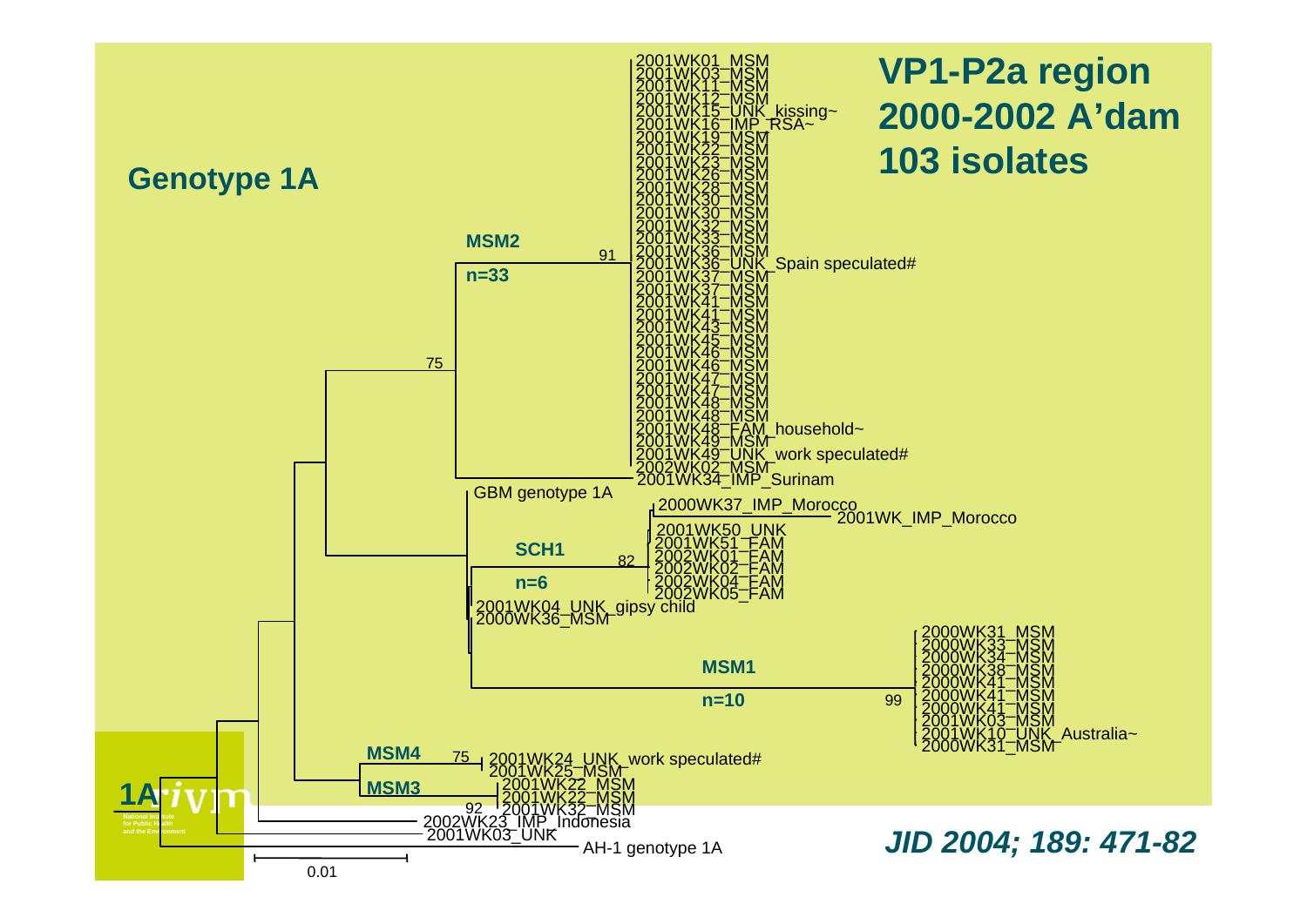# VP1-P2a region 2000-2002 A'dam 103 isolates

## Genotype 1A

MSM2 n=33 (91)
2001WK01_MSM
2001WK03_MSM
2001WK11_MSM
2001WK12_MSM
2001WK15_UNK_kissing~
2001WK16_IMP_RSA~
2001WK19_MSM
2001WK22_MSM
2001WK23_MSM
2001WK26_MSM
2001WK28_MSM
2001WK30_MSM
2001WK30_MSM
2001WK32_MSM
2001WK33_MSM
2001WK36_MSM
2001WK36_UNK_Spain speculated#
2001WK37_MSM
2001WK37_MSM
2001WK41_MSM
2001WK41_MSM
2001WK43_MSM
2001WK45_MSM
2001WK46_MSM
2001WK46_MSM
2001WK47_MSM
2001WK47_MSM
2001WK48_MSM
2001WK48_MSM
2001WK48_FAM_household~
2001WK49_MSM
2001WK49_UNK_work speculated#
2002WK02_MSM

(75)
2001WK34_IMP_Surinam

GBM genotype 1A

2000WK37_IMP_Morocco
2001WK_IMP_Morocco

SCH1 n=6 (82)
2001WK50_UNK
2001WK51_FAM
2002WK01_FAM
2002WK02_FAM
2002WK04_FAM
2002WK05_FAM

2001WK04_UNK_gipsy child
2000WK36_MSM

MSM1 n=10 (99)
2000WK31_MSM
2000WK33_MSM
2000WK34_MSM
2000WK38_MSM
2000WK41_MSM
2000WK41_MSM
2000WK41_MSM
2001WK03_MSM
2001WK10_UNK_Australia~
2000WK31_MSM

MSM4 (75)
2001WK24_UNK_work speculated#
2001WK25_MSM

MSM3 (92)
2001WK22_MSM
2001WK22_MSM
2001WK32_MSM

2002WK23_IMP_Indonesia
2001WK03_UNK
AH-1 genotype 1A

0.01

1A

*JID 2004; 189: 471-82*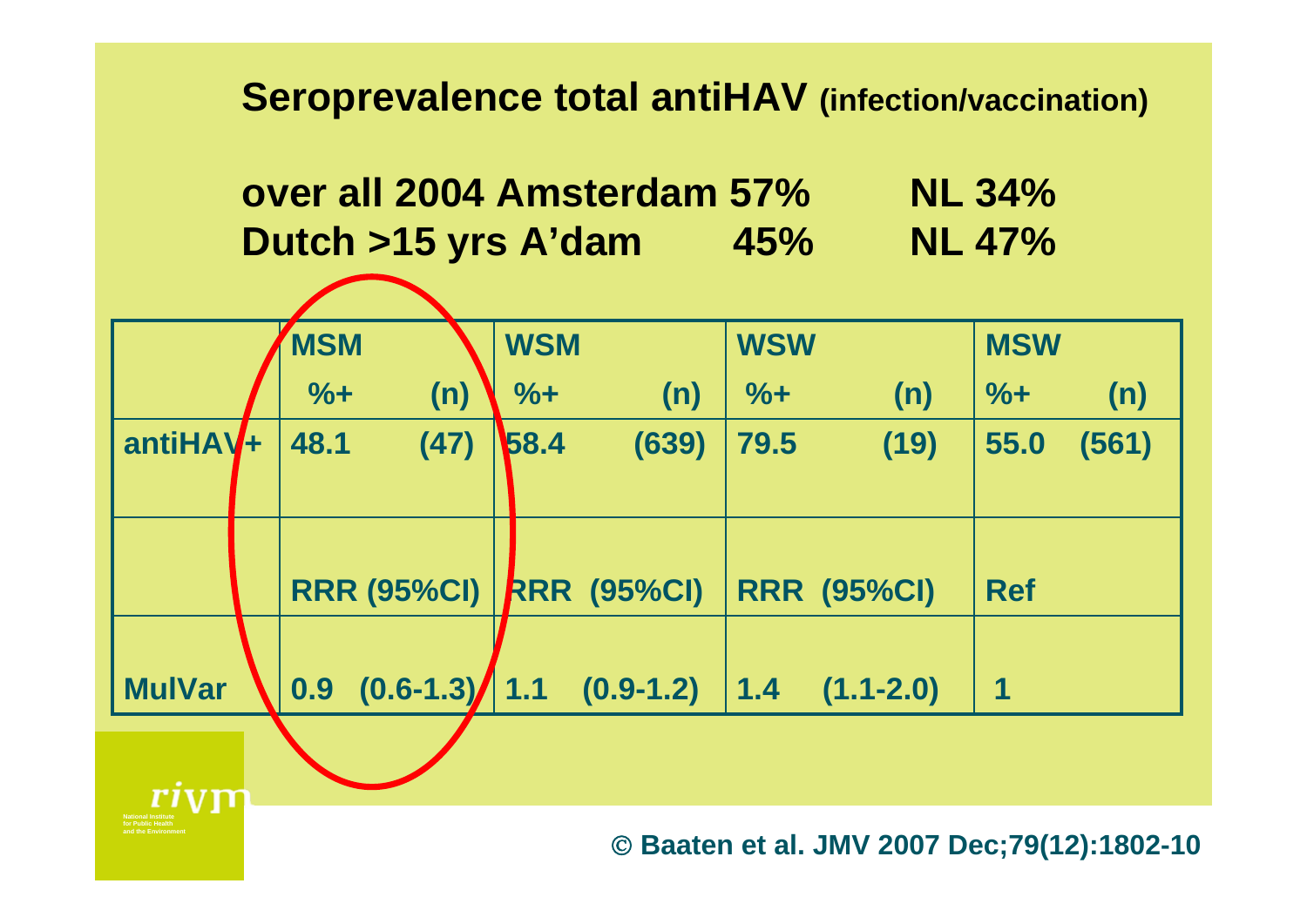# Seroprevalence total antiHAV (infection/vaccination)

**over all 2004 Amsterdam 57% NL 34%**
**Dutch >15 yrs A'dam 45% NL 47%**

| | MSM | | WSM | | WSW | | MSW | |
|---|---|---|---|---|---|---|---|---|
| | %+ | (n) | %+ | (n) | %+ | (n) | %+ | (n) |
| antiHAV+ | 48.1 | (47) | 58.4 | (639) | 79.5 | (19) | 55.0 | (561) |
| | RRR (95%CI) | | RRR (95%CI) | | RRR (95%CI) | | Ref | |
| MulVar | 0.9 | (0.6-1.3) | 1.1 | (0.9-1.2) | 1.4 | (1.1-2.0) | 1 | |

© Baaten et al. JMV 2007 Dec;79(12):1802-10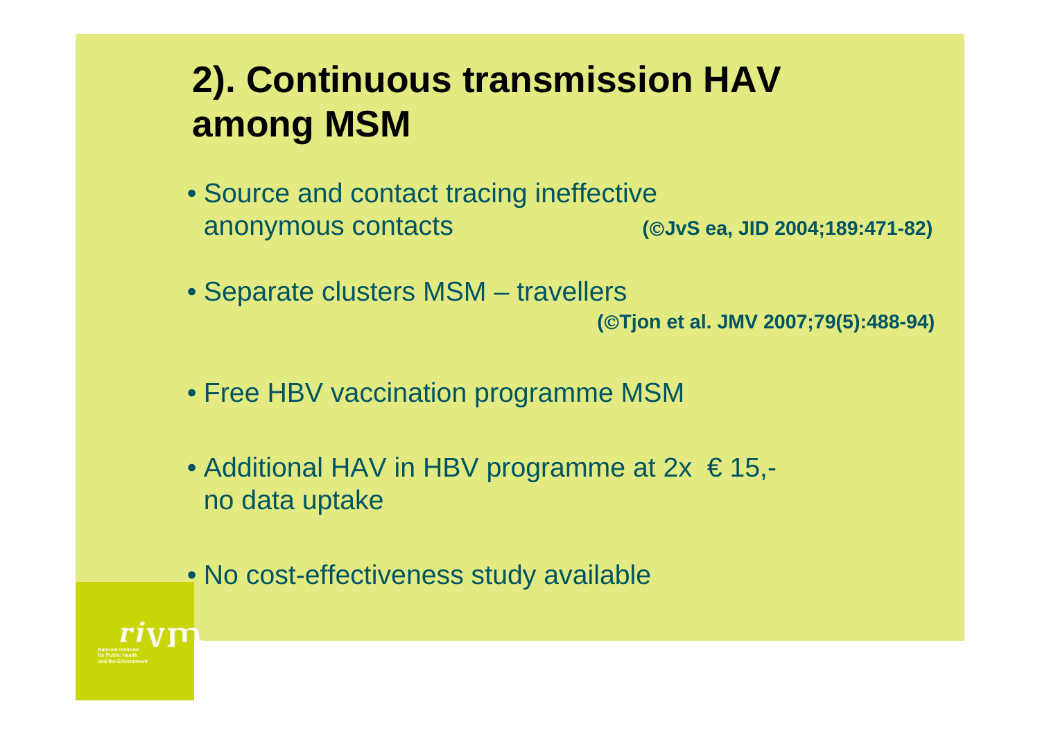# 2). Continuous transmission HAV among MSM

- Source and contact tracing ineffective anonymous contacts **(©JvS ea, JID 2004;189:471-82)**
- Separate clusters MSM – travellers **(©Tjon et al. JMV 2007;79(5):488-94)**
- Free HBV vaccination programme MSM
- Additional HAV in HBV programme at 2x € 15,- no data uptake
- No cost-effectiveness study available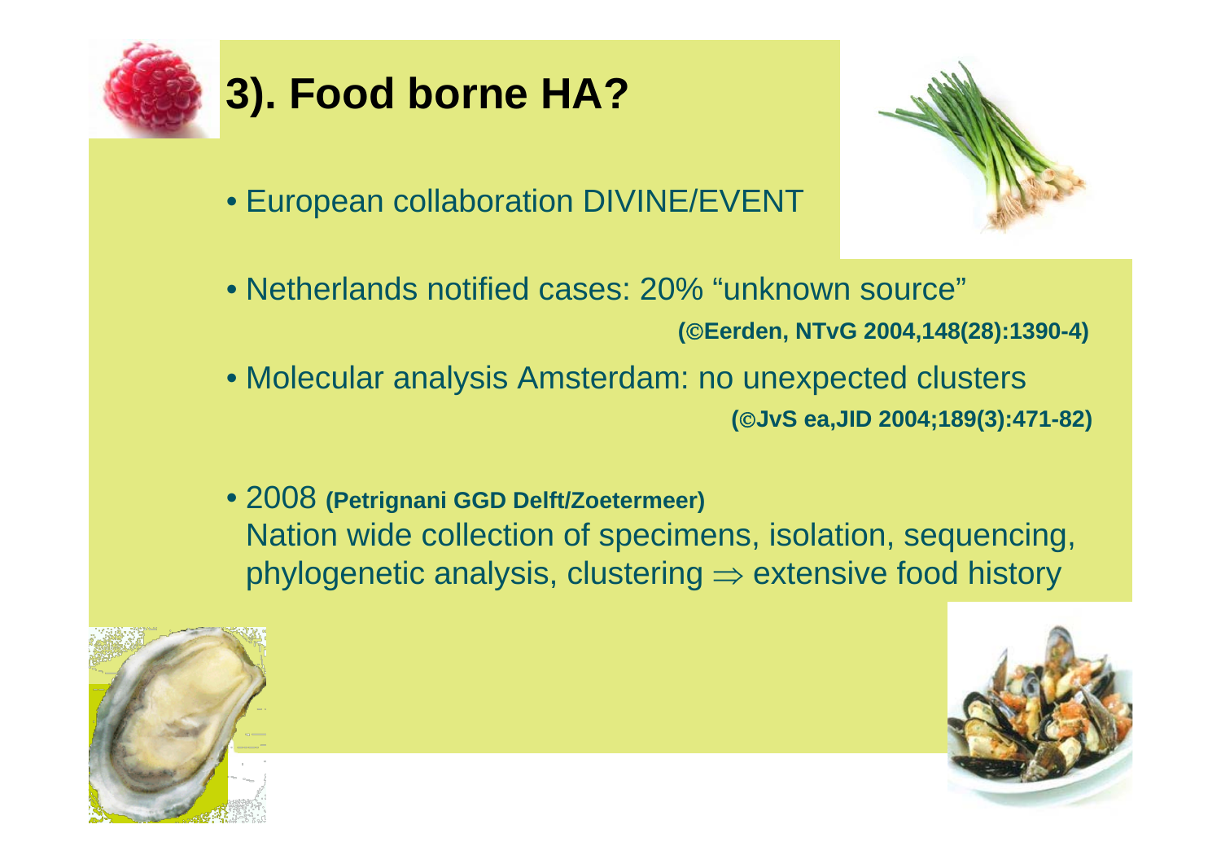# 3). Food borne HA?

- European collaboration DIVINE/EVENT
- Netherlands notified cases: 20% "unknown source"
  **(©Eerden, NTvG 2004,148(28):1390-4)**
- Molecular analysis Amsterdam: no unexpected clusters
  **(©JvS ea,JID 2004;189(3):471-82)**
- 2008 **(Petrignani GGD Delft/Zoetermeer)**
  Nation wide collection of specimens, isolation, sequencing, phylogenetic analysis, clustering $\Rightarrow$ extensive food history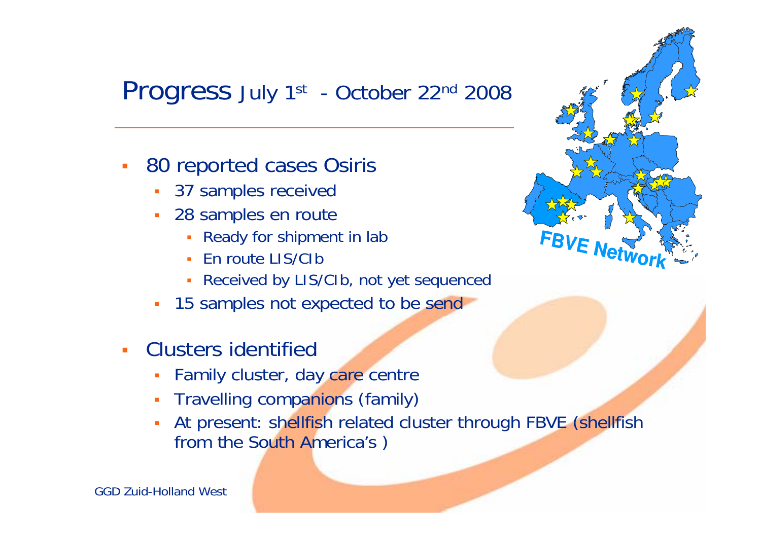# Progress July 1st - October 22nd 2008

- 80 reported cases Osiris
  - 37 samples received
  - 28 samples en route
    - Ready for shipment in lab
    - En route LIS/CIb
    - Received by LIS/CIb, not yet sequenced
  - 15 samples not expected to be send
- Clusters identified
  - Family cluster, day care centre
  - Travelling companions (family)
  - At present: shellfish related cluster through FBVE (shellfish from the South America's )

FBVE Network

GGD Zuid-Holland West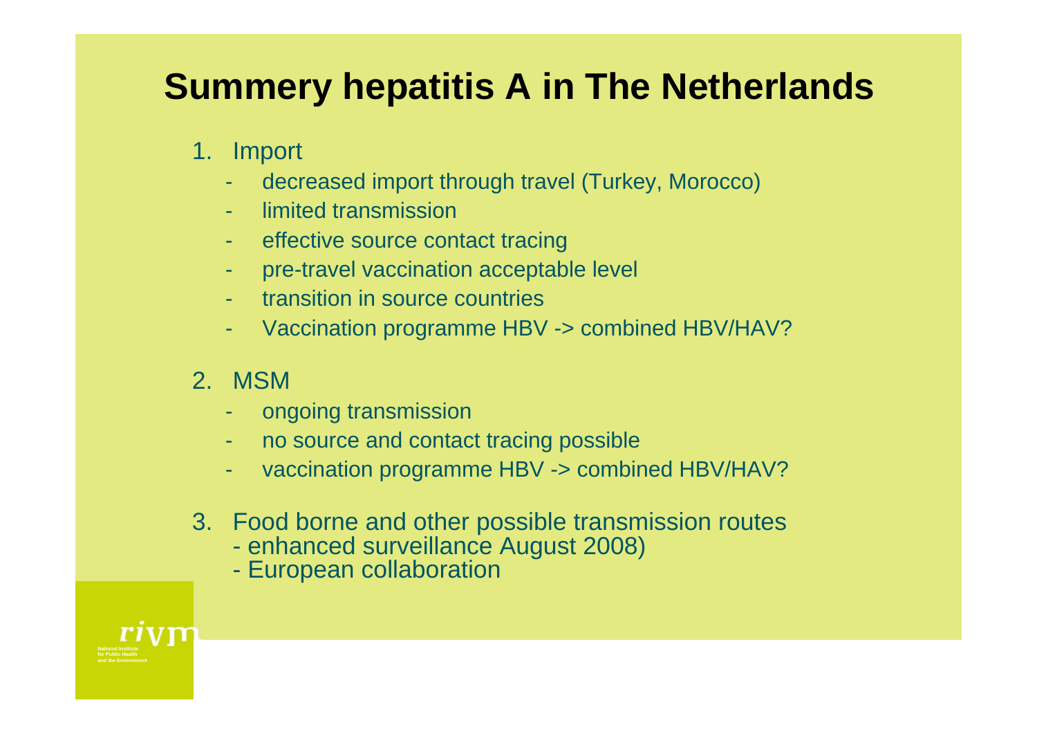# Summery hepatitis A in The Netherlands

1. Import
   - decreased import through travel (Turkey, Morocco)
   - limited transmission
   - effective source contact tracing
   - pre-travel vaccination acceptable level
   - transition in source countries
   - Vaccination programme HBV -> combined HBV/HAV?

2. MSM
   - ongoing transmission
   - no source and contact tracing possible
   - vaccination programme HBV -> combined HBV/HAV?

3. Food borne and other possible transmission routes
   - enhanced surveillance August 2008)
   - European collaboration

rivm
National Institute for Public Health and the Environment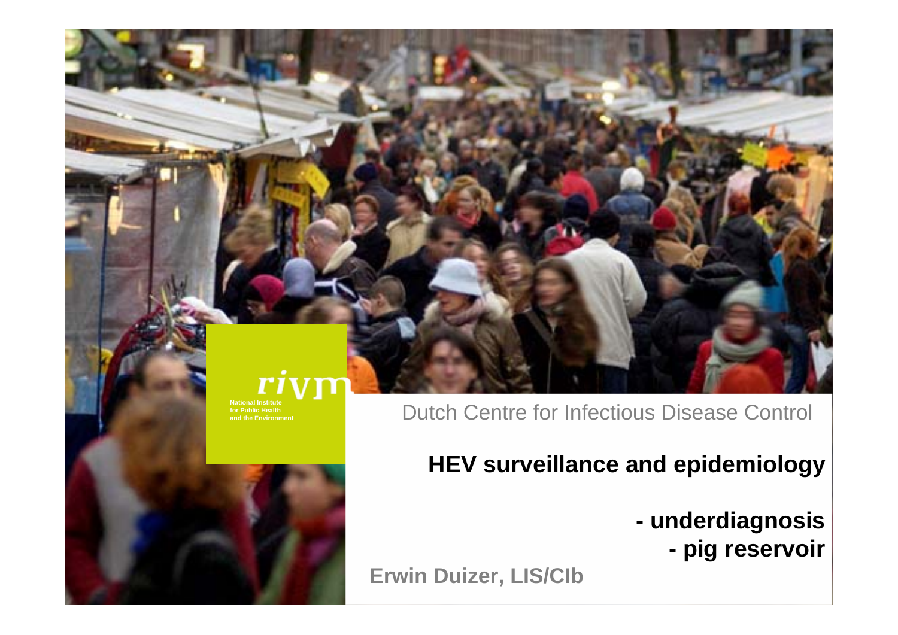rivm

National Institute
for Public Health
and the Environment

Dutch Centre for Infectious Disease Control

# HEV surveillance and epidemiology

**- underdiagnosis**
**- pig reservoir**

**Erwin Duizer, LIS/CIb**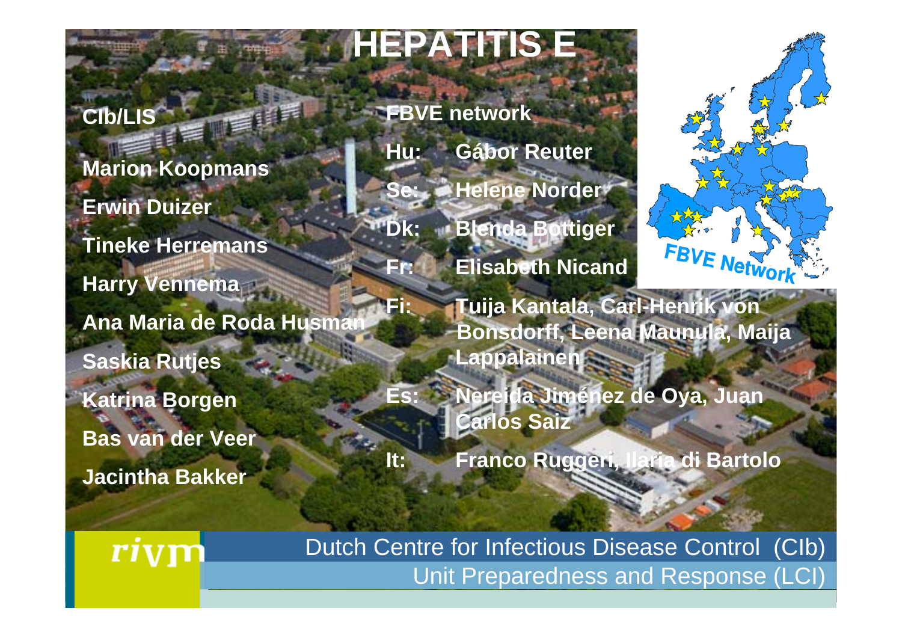# HEPATITIS E

**CIb/LIS**

**Marion Koopmans**

**Erwin Duizer**

**Tineke Herremans**

**Harry Vennema**

**Ana Maria de Roda Husman**

**Saskia Rutjes**

**Katrina Borgen**

**Bas van der Veer**

**Jacintha Bakker**

**FBVE network**

**Hu:** **Gábor Reuter**

**Se:** **Helene Norder**

**Dk:** **Blenda Bottiger**

**Fr:** **Elisabeth Nicand**

**Fi:** **Tuija Kantala, Carl-Henrik von Bonsdorff, Leena Maunula, Maija Lappalainen**

**Es:** **Nereida Jiménez de Oya, Juan Carlos Saiz**

**It:** **Franco Ruggeri, Ilaria di Bartolo**

FBVE Network

rivm

Dutch Centre for Infectious Disease Control (CIb)

Unit Preparedness and Response (LCI)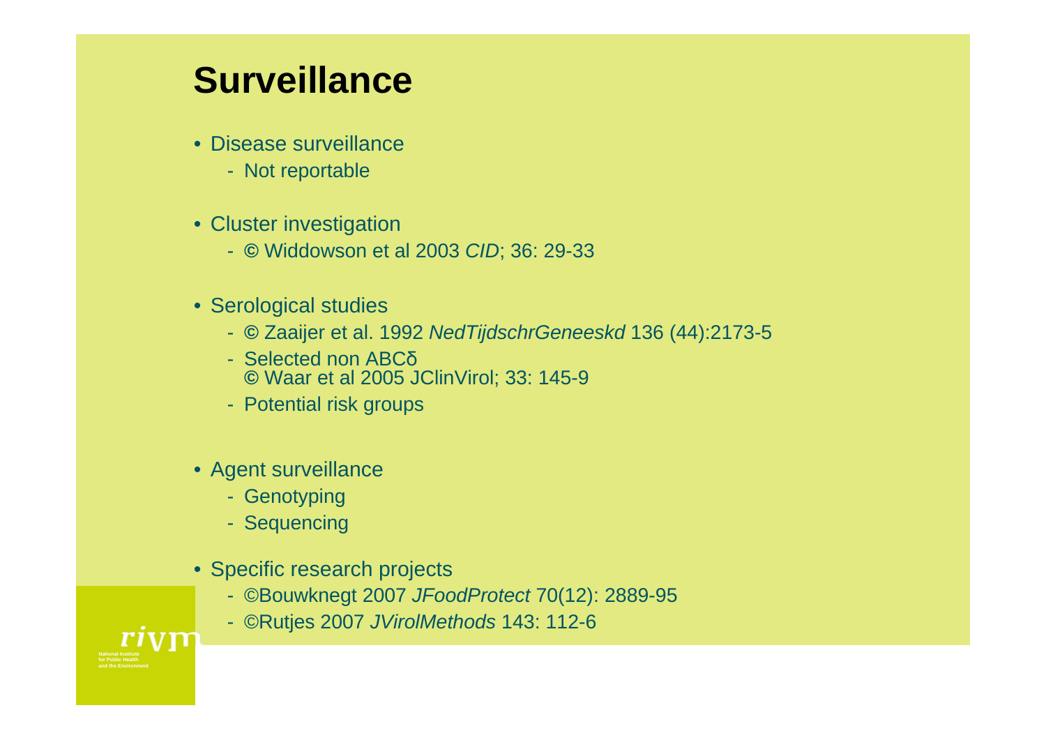# Surveillance

- Disease surveillance
  - Not reportable
- Cluster investigation
  - **©** Widdowson et al 2003 *CID*; 36: 29-33
- Serological studies
  - **©** Zaaijer et al. 1992 *NedTijdschrGeneeskd* 136 (44):2173-5
  - Selected non ABCδ
    **©** Waar et al 2005 JClinVirol; 33: 145-9
  - Potential risk groups
- Agent surveillance
  - Genotyping
  - Sequencing
- Specific research projects
  - ©Bouwknegt 2007 *JFoodProtect* 70(12): 2889-95
  - ©Rutjes 2007 *JVirolMethods* 143: 112-6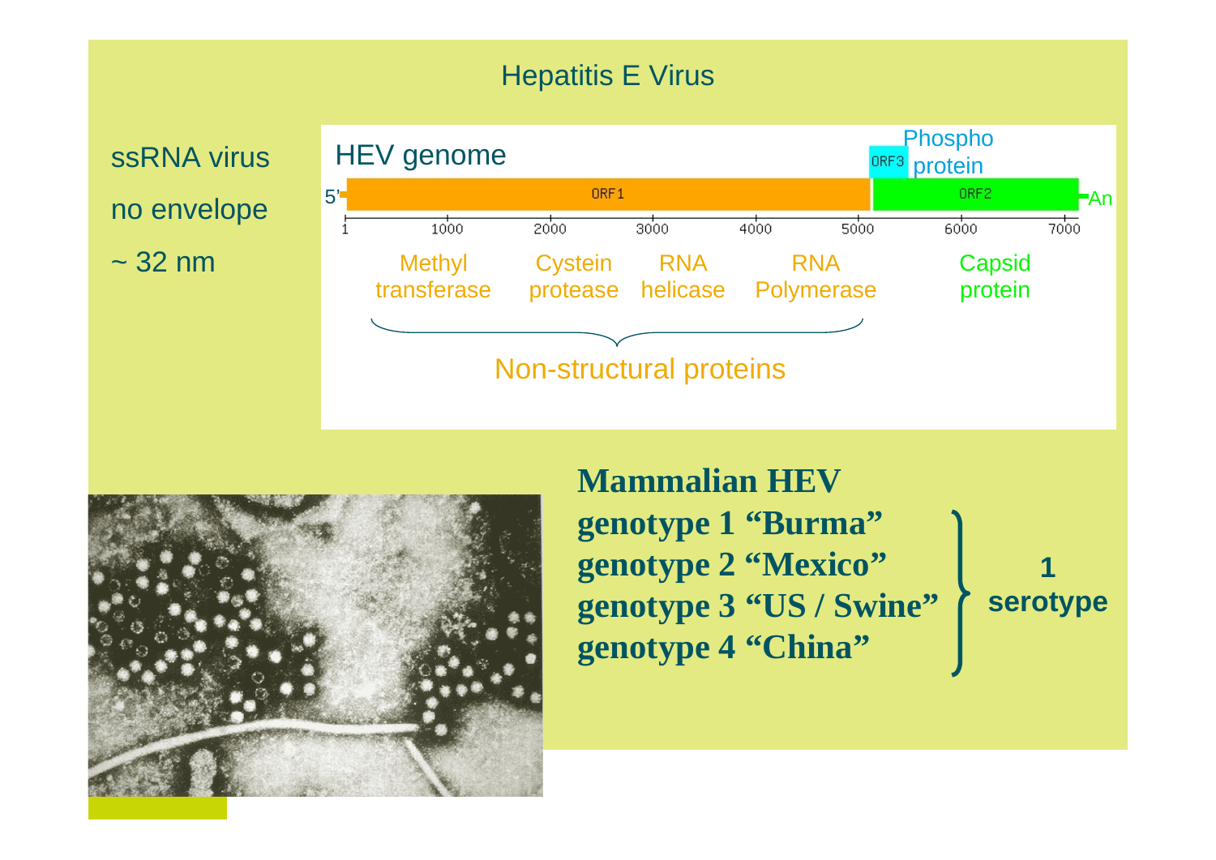# Hepatitis E Virus

- ssRNA virus
- no envelope
- ~ 32 nm

## HEV genome

5' — ORF1 (1–~5100) — ORF3 (Phospho protein) — ORF2 — An

Scale: 1, 1000, 2000, 3000, 4000, 5000, 6000, 7000

ORF1: Methyl transferase, Cystein protease, RNA helicase, RNA Polymerase — Non-structural proteins

ORF2: Capsid protein

ORF3: Phospho protein

**Mammalian HEV**

**genotype 1 "Burma"**
**genotype 2 "Mexico"**
**genotype 3 "US / Swine"**
**genotype 4 "China"**

} **1 serotype**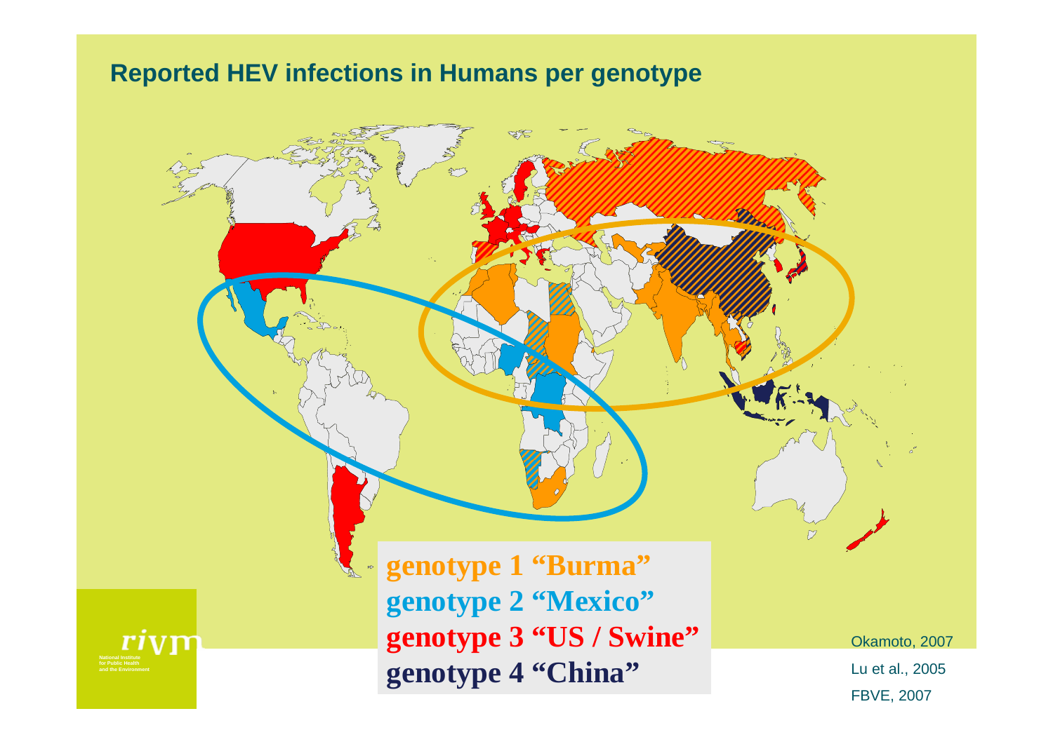## Reported HEV infections in Humans per genotype

**genotype 1 "Burma"**
**genotype 2 "Mexico"**
**genotype 3 "US / Swine"**
**genotype 4 "China"**

Okamoto, 2007
Lu et al., 2005
FBVE, 2007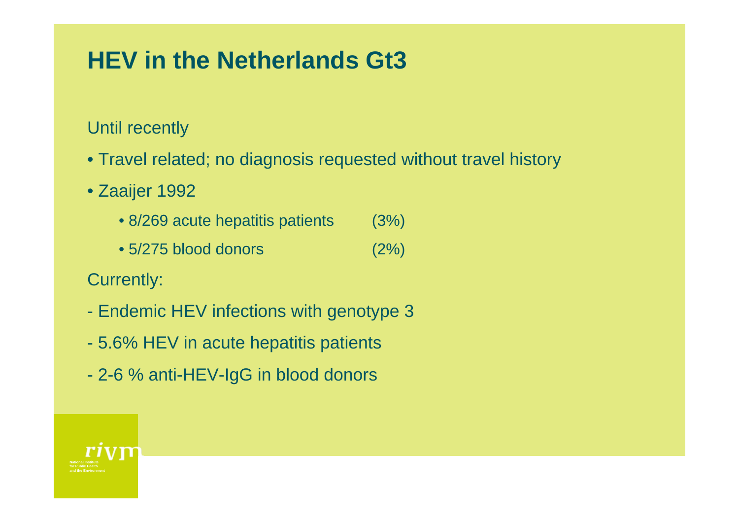# HEV in the Netherlands Gt3

Until recently

- Travel related; no diagnosis requested without travel history
- Zaaijer 1992
  - 8/269 acute hepatitis patients (3%)
  - 5/275 blood donors (2%)

Currently:

- Endemic HEV infections with genotype 3
- 5.6% HEV in acute hepatitis patients
- 2-6 % anti-HEV-IgG in blood donors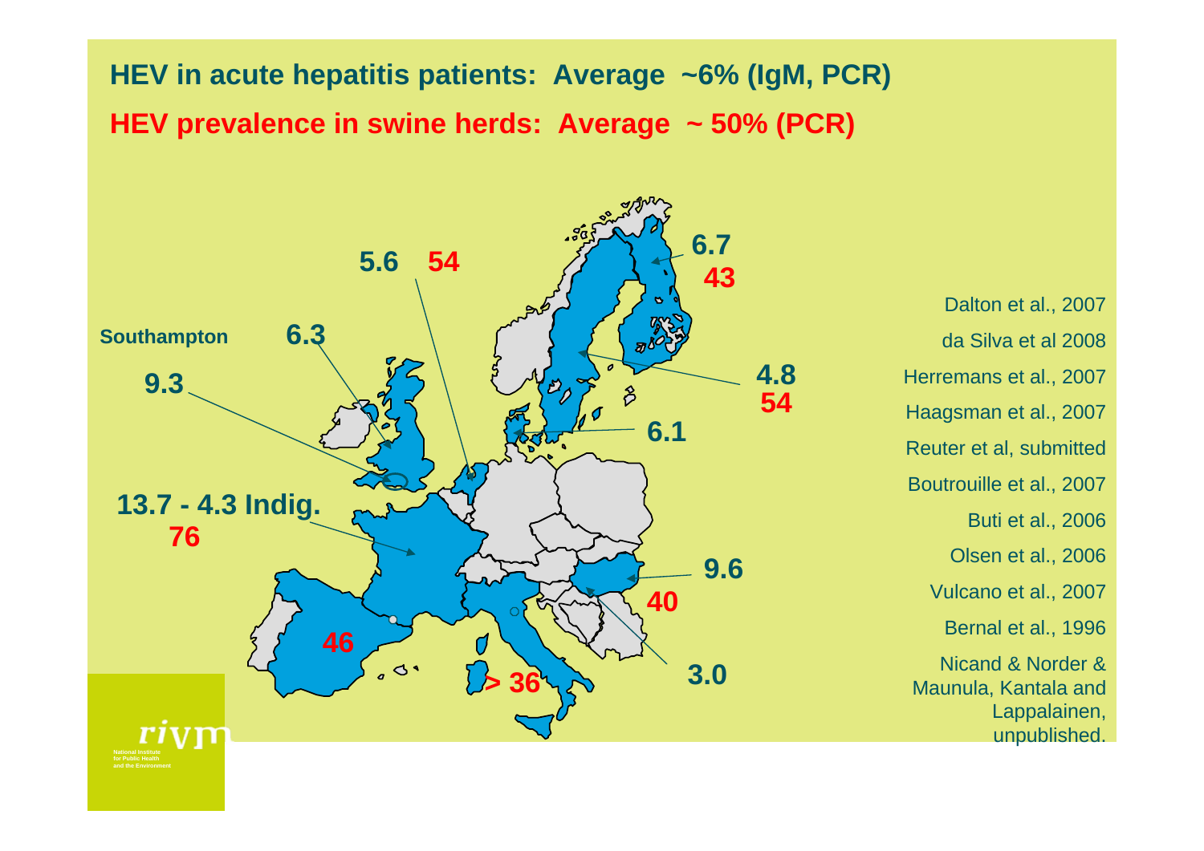## HEV in acute hepatitis patients: Average ~6% (IgM, PCR)

## HEV prevalence in swine herds: Average ~ 50% (PCR)

5.6 54

6.7
43

Southampton 6.3

9.3

4.8
54

6.1

13.7 - 4.3 Indig.
76

9.6
40

46

> 36

3.0

Dalton et al., 2007

da Silva et al 2008

Herremans et al., 2007

Haagsman et al., 2007

Reuter et al, submitted

Boutrouille et al., 2007

Buti et al., 2006

Olsen et al., 2006

Vulcano et al., 2007

Bernal et al., 1996

Nicand & Norder & Maunula, Kantala and Lappalainen, unpublished.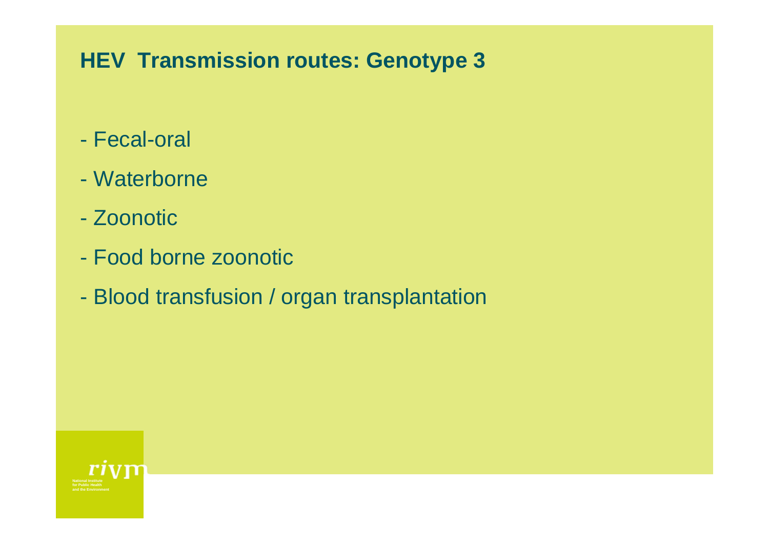## HEV Transmission routes: Genotype 3

- Fecal-oral
- Waterborne
- Zoonotic
- Food borne zoonotic
- Blood transfusion / organ transplantation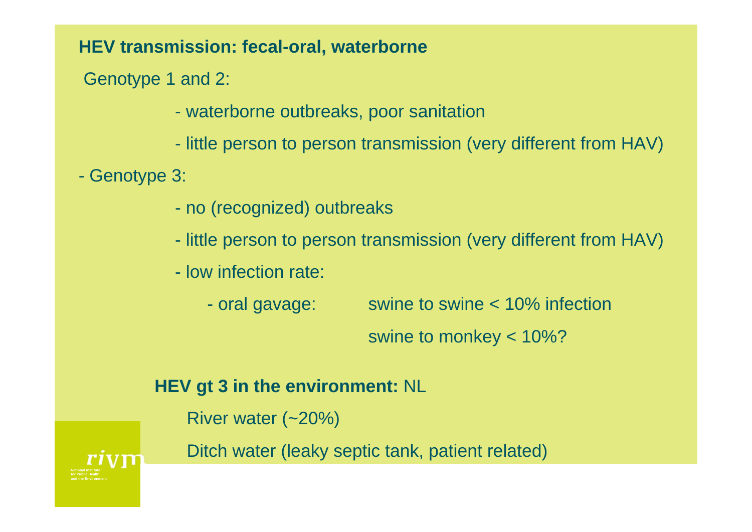**HEV transmission: fecal-oral, waterborne**

Genotype 1 and 2:

- waterborne outbreaks, poor sanitation
- little person to person transmission (very different from HAV)

- Genotype 3:
  - no (recognized) outbreaks
  - little person to person transmission (very different from HAV)
  - low infection rate:
    - oral gavage: swine to swine < 10% infection
      swine to monkey < 10%?

**HEV gt 3 in the environment:** NL

River water (~20%)

Ditch water (leaky septic tank, patient related)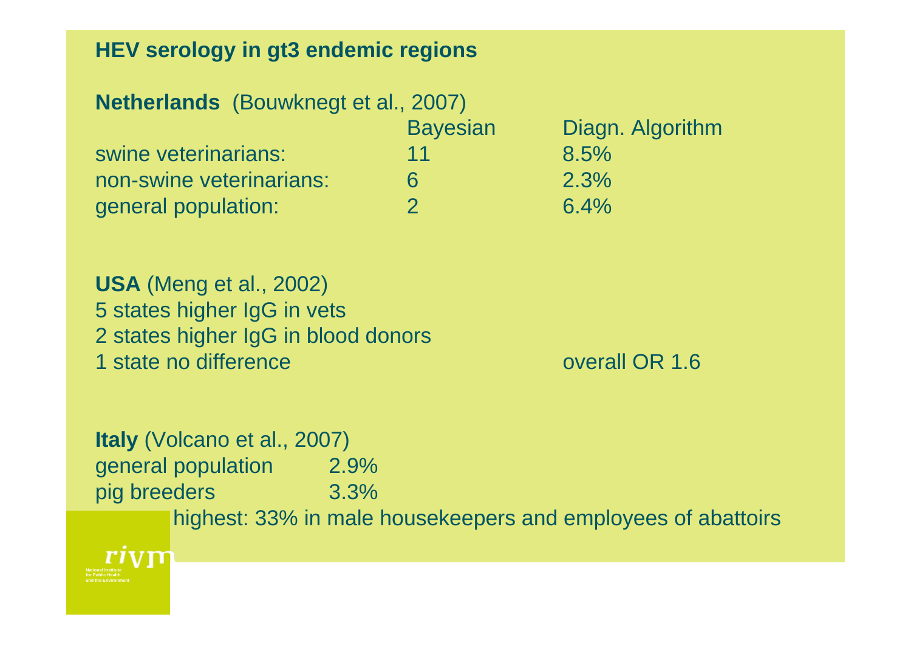## HEV serology in gt3 endemic regions

**Netherlands** (Bouwknegt et al., 2007)

| | Bayesian | Diagn. Algorithm |
|---|---|---|
| swine veterinarians: | 11 | 8.5% |
| non-swine veterinarians: | 6 | 2.3% |
| general population: | 2 | 6.4% |

**USA** (Meng et al., 2002)

5 states higher IgG in vets

2 states higher IgG in blood donors

1 state no difference — overall OR 1.6

**Italy** (Volcano et al., 2007)

| | |
|---|---|
| general population | 2.9% |
| pig breeders | 3.3% |

highest: 33% in male housekeepers and employees of abattoirs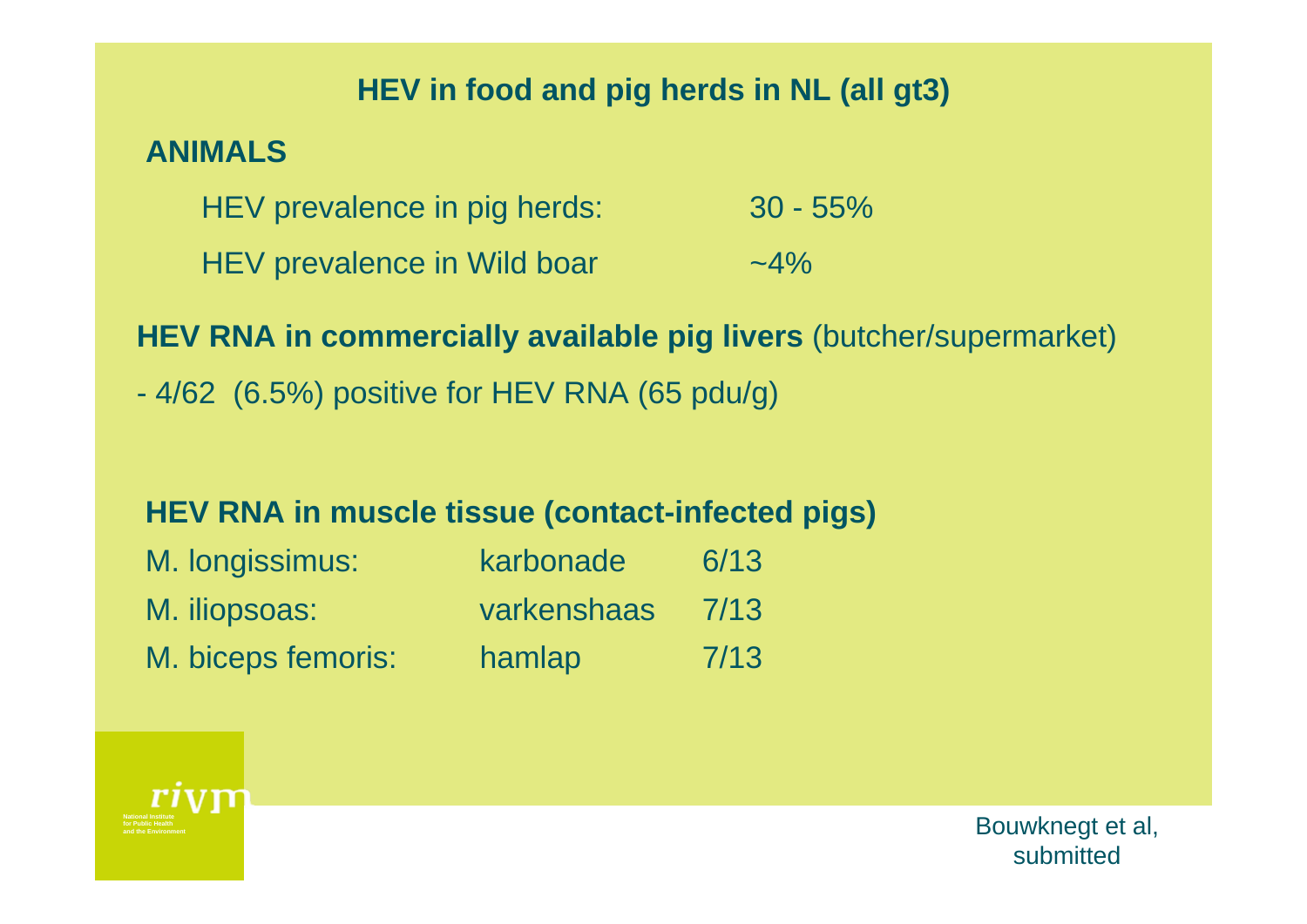## HEV in food and pig herds in NL (all gt3)

### ANIMALS

| | |
|---|---|
| HEV prevalence in pig herds: | 30 - 55% |
| HEV prevalence in Wild boar | ~4% |

**HEV RNA in commercially available pig livers** (butcher/supermarket)

- 4/62 (6.5%) positive for HEV RNA (65 pdu/g)

**HEV RNA in muscle tissue (contact-infected pigs)**

| | | |
|---|---|---|
| M. longissimus: | karbonade | 6/13 |
| M. iliopsoas: | varkenshaas | 7/13 |
| M. biceps femoris: | hamlap | 7/13 |

rivm
National Institute for Public Health and the Environment

Bouwknegt et al, submitted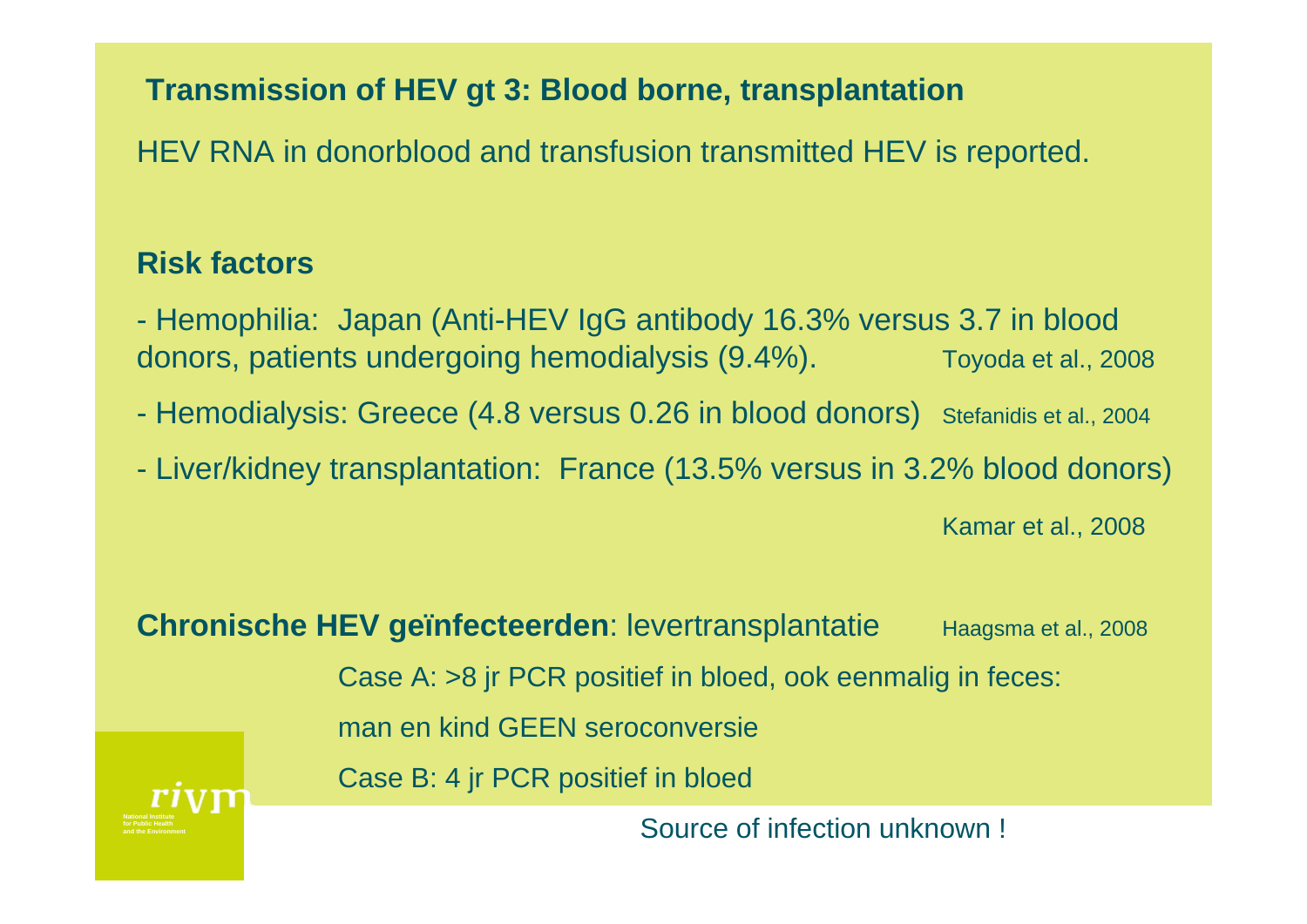## Transmission of HEV gt 3: Blood borne, transplantation

HEV RNA in donorblood and transfusion transmitted HEV is reported.

### Risk factors

- Hemophilia: Japan (Anti-HEV IgG antibody 16.3% versus 3.7 in blood donors, patients undergoing hemodialysis (9.4%). Toyoda et al., 2008
- Hemodialysis: Greece (4.8 versus 0.26 in blood donors) Stefanidis et al., 2004
- Liver/kidney transplantation: France (13.5% versus in 3.2% blood donors) Kamar et al., 2008

**Chronische HEV geïnfecteerden**: levertransplantatie Haagsma et al., 2008

Case A: >8 jr PCR positief in bloed, ook eenmalig in feces:

man en kind GEEN seroconversie

Case B: 4 jr PCR positief in bloed

Source of infection unknown !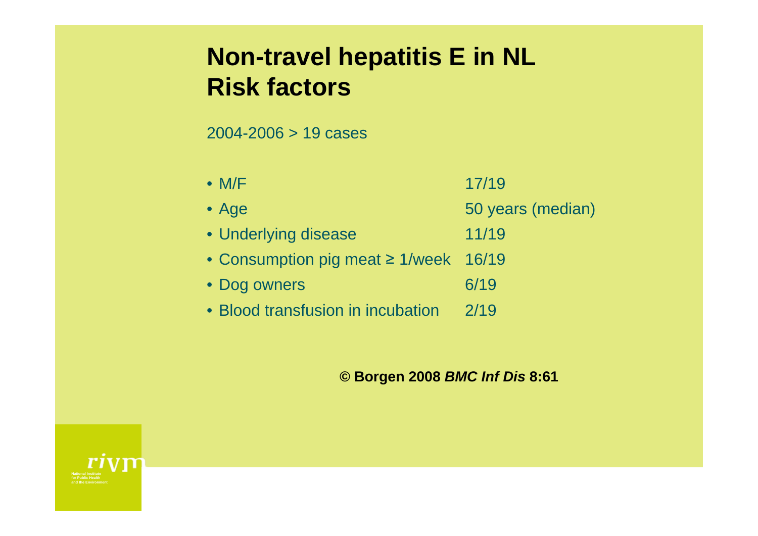# Non-travel hepatitis E in NL
# Risk factors

2004-2006 > 19 cases

| | |
|---|---|
| • M/F | 17/19 |
| • Age | 50 years (median) |
| • Underlying disease | 11/19 |
| • Consumption pig meat ≥ 1/week | 16/19 |
| • Dog owners | 6/19 |
| • Blood transfusion in incubation | 2/19 |

**© Borgen 2008 *BMC Inf Dis* 8:61**

rivm

National Institute for Public Health and the Environment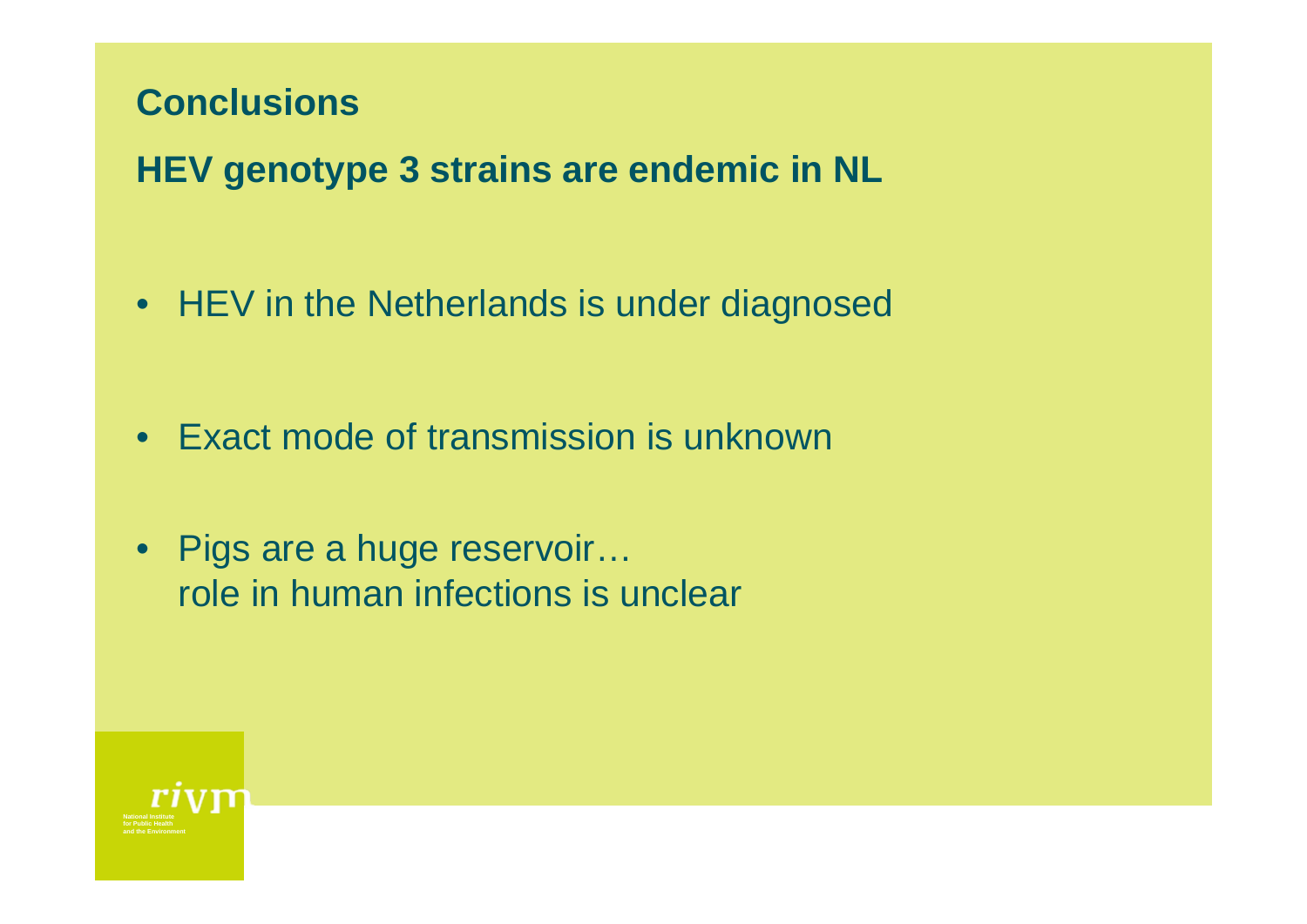## Conclusions

## HEV genotype 3 strains are endemic in NL

- HEV in the Netherlands is under diagnosed
- Exact mode of transmission is unknown
- Pigs are a huge reservoir…
  role in human infections is unclear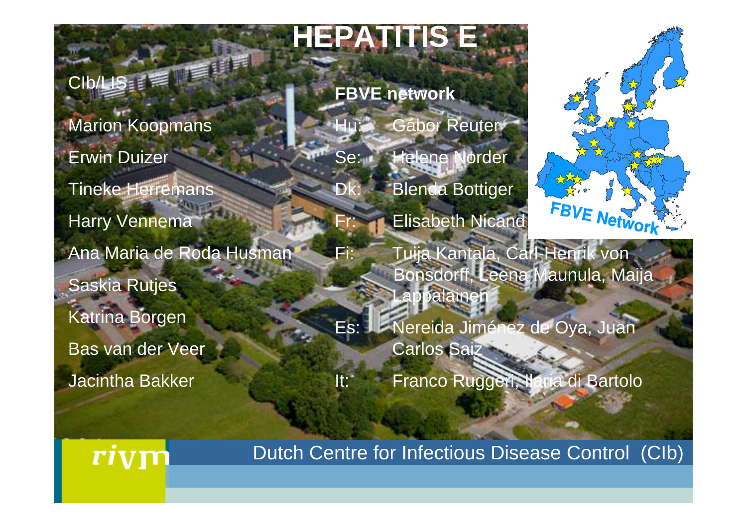# HEPATITIS E

**CIb/LIS**

- Marion Koopmans
- Erwin Duizer
- Tineke Herremans
- Harry Vennema
- Ana Maria de Roda Husman
- Saskia Rutjes
- Katrina Borgen
- Bas van der Veer
- Jacintha Bakker

**FBVE network**

- Hu: Gábor Reuter
- Se: Helene Norder
- Dk: Blenda Bottiger
- Fr: Elisabeth Nicand
- Fi: Tuija Kantala, Carl-Henrik von Bonsdorff, Leena Maunula, Maija Lappalainen
- Es: Nereida Jiménez de Oya, Juan Carlos Saiz
- It: Franco Ruggeri, Ilaria di Bartolo

FBVE Network

rivm

Dutch Centre for Infectious Disease Control (CIb)